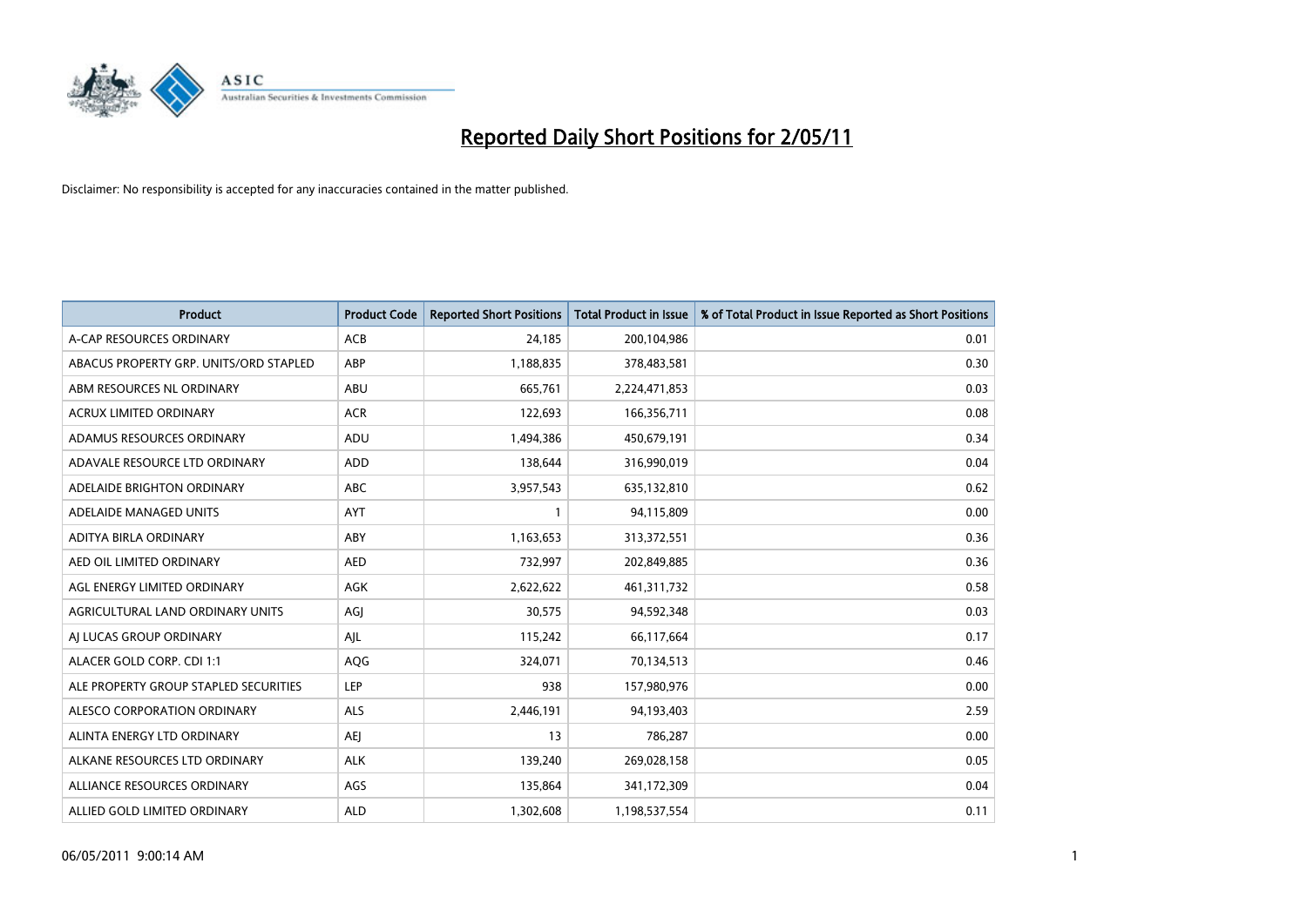# Reported Daily Short Positions for 2/05/11

Disclaimer: No responsibility is accepted for any inaccuracies contained in the matter published.

| Product | Product Code | Reported Short Positions | Total Product in Issue | % of Total Product in Issue Reported as Short Positions |
|---|---|---|---|---|
| A-CAP RESOURCES ORDINARY | ACB | 24,185 | 200,104,986 | 0.01 |
| ABACUS PROPERTY GRP. UNITS/ORD STAPLED | ABP | 1,188,835 | 378,483,581 | 0.30 |
| ABM RESOURCES NL ORDINARY | ABU | 665,761 | 2,224,471,853 | 0.03 |
| ACRUX LIMITED ORDINARY | ACR | 122,693 | 166,356,711 | 0.08 |
| ADAMUS RESOURCES ORDINARY | ADU | 1,494,386 | 450,679,191 | 0.34 |
| ADAVALE RESOURCE LTD ORDINARY | ADD | 138,644 | 316,990,019 | 0.04 |
| ADELAIDE BRIGHTON ORDINARY | ABC | 3,957,543 | 635,132,810 | 0.62 |
| ADELAIDE MANAGED UNITS | AYT | 1 | 94,115,809 | 0.00 |
| ADITYA BIRLA ORDINARY | ABY | 1,163,653 | 313,372,551 | 0.36 |
| AED OIL LIMITED ORDINARY | AED | 732,997 | 202,849,885 | 0.36 |
| AGL ENERGY LIMITED ORDINARY | AGK | 2,622,622 | 461,311,732 | 0.58 |
| AGRICULTURAL LAND ORDINARY UNITS | AGJ | 30,575 | 94,592,348 | 0.03 |
| AJ LUCAS GROUP ORDINARY | AJL | 115,242 | 66,117,664 | 0.17 |
| ALACER GOLD CORP. CDI 1:1 | AQG | 324,071 | 70,134,513 | 0.46 |
| ALE PROPERTY GROUP STAPLED SECURITIES | LEP | 938 | 157,980,976 | 0.00 |
| ALESCO CORPORATION ORDINARY | ALS | 2,446,191 | 94,193,403 | 2.59 |
| ALINTA ENERGY LTD ORDINARY | AEJ | 13 | 786,287 | 0.00 |
| ALKANE RESOURCES LTD ORDINARY | ALK | 139,240 | 269,028,158 | 0.05 |
| ALLIANCE RESOURCES ORDINARY | AGS | 135,864 | 341,172,309 | 0.04 |
| ALLIED GOLD LIMITED ORDINARY | ALD | 1,302,608 | 1,198,537,554 | 0.11 |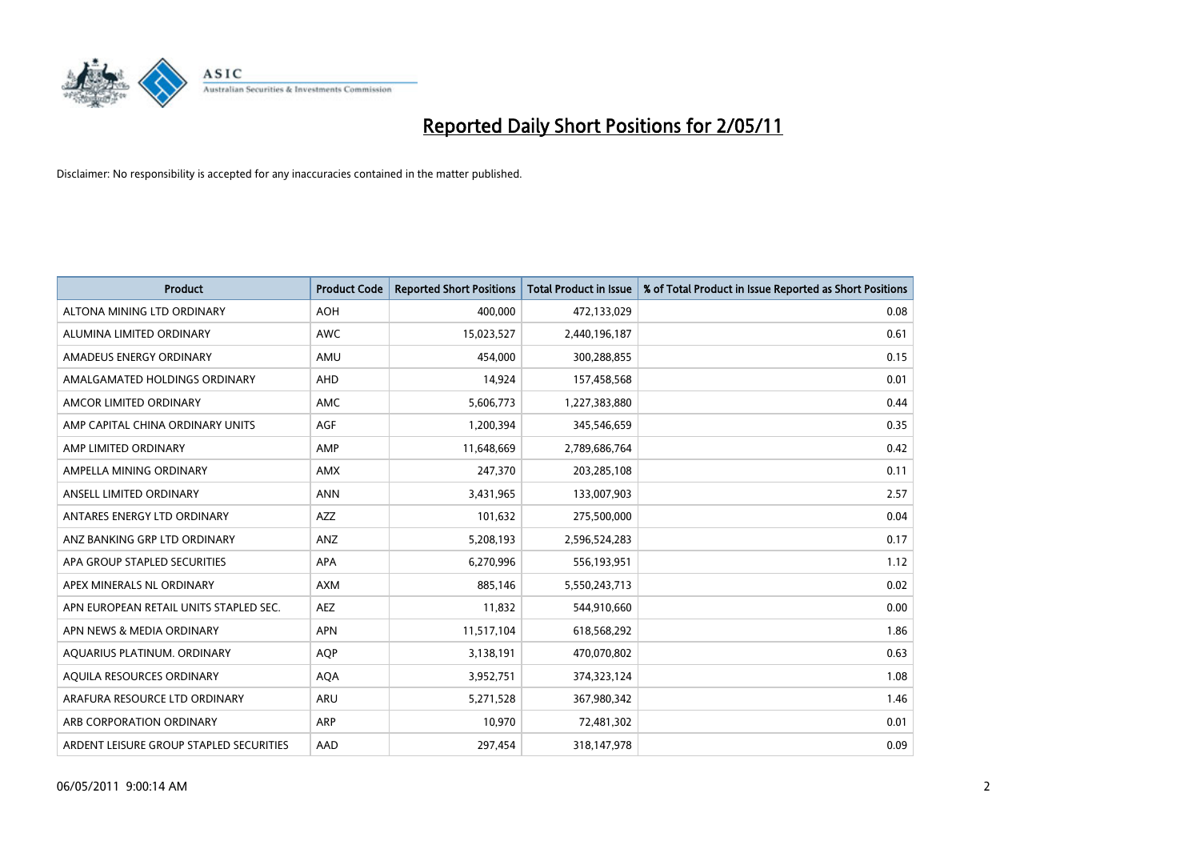# Reported Daily Short Positions for 2/05/11

Disclaimer: No responsibility is accepted for any inaccuracies contained in the matter published.

| Product | Product Code | Reported Short Positions | Total Product in Issue | % of Total Product in Issue Reported as Short Positions |
|---|---|---|---|---|
| ALTONA MINING LTD ORDINARY | AOH | 400,000 | 472,133,029 | 0.08 |
| ALUMINA LIMITED ORDINARY | AWC | 15,023,527 | 2,440,196,187 | 0.61 |
| AMADEUS ENERGY ORDINARY | AMU | 454,000 | 300,288,855 | 0.15 |
| AMALGAMATED HOLDINGS ORDINARY | AHD | 14,924 | 157,458,568 | 0.01 |
| AMCOR LIMITED ORDINARY | AMC | 5,606,773 | 1,227,383,880 | 0.44 |
| AMP CAPITAL CHINA ORDINARY UNITS | AGF | 1,200,394 | 345,546,659 | 0.35 |
| AMP LIMITED ORDINARY | AMP | 11,648,669 | 2,789,686,764 | 0.42 |
| AMPELLA MINING ORDINARY | AMX | 247,370 | 203,285,108 | 0.11 |
| ANSELL LIMITED ORDINARY | ANN | 3,431,965 | 133,007,903 | 2.57 |
| ANTARES ENERGY LTD ORDINARY | AZZ | 101,632 | 275,500,000 | 0.04 |
| ANZ BANKING GRP LTD ORDINARY | ANZ | 5,208,193 | 2,596,524,283 | 0.17 |
| APA GROUP STAPLED SECURITIES | APA | 6,270,996 | 556,193,951 | 1.12 |
| APEX MINERALS NL ORDINARY | AXM | 885,146 | 5,550,243,713 | 0.02 |
| APN EUROPEAN RETAIL UNITS STAPLED SEC. | AEZ | 11,832 | 544,910,660 | 0.00 |
| APN NEWS & MEDIA ORDINARY | APN | 11,517,104 | 618,568,292 | 1.86 |
| AQUARIUS PLATINUM. ORDINARY | AQP | 3,138,191 | 470,070,802 | 0.63 |
| AQUILA RESOURCES ORDINARY | AQA | 3,952,751 | 374,323,124 | 1.08 |
| ARAFURA RESOURCE LTD ORDINARY | ARU | 5,271,528 | 367,980,342 | 1.46 |
| ARB CORPORATION ORDINARY | ARP | 10,970 | 72,481,302 | 0.01 |
| ARDENT LEISURE GROUP STAPLED SECURITIES | AAD | 297,454 | 318,147,978 | 0.09 |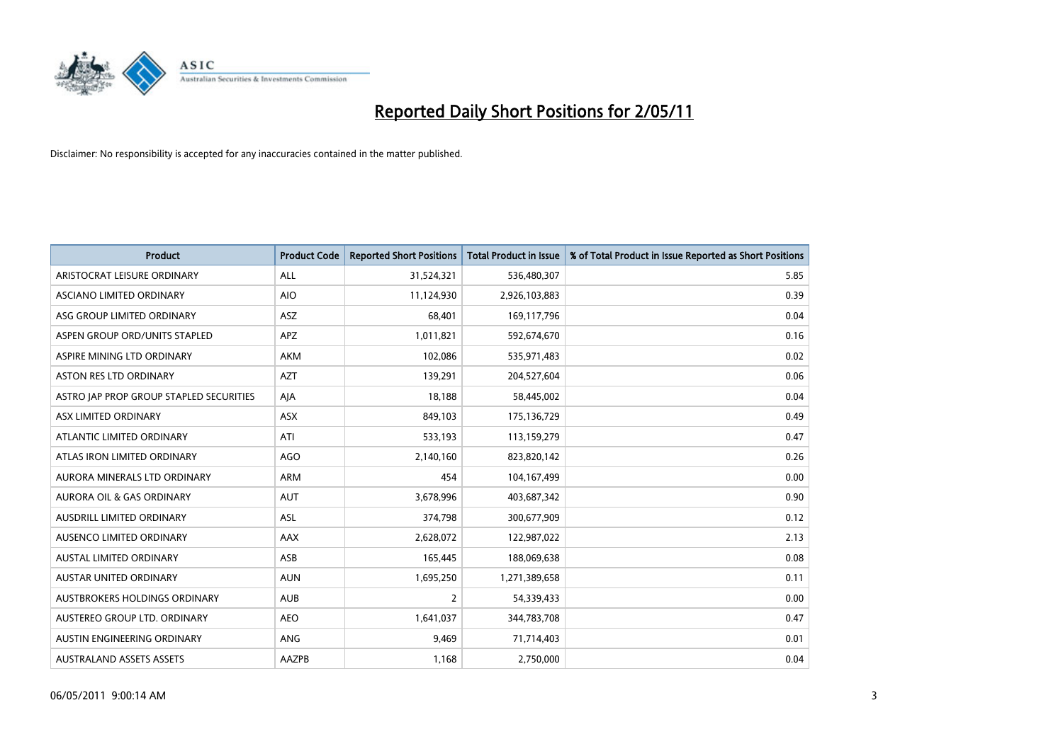# Reported Daily Short Positions for 2/05/11

Disclaimer: No responsibility is accepted for any inaccuracies contained in the matter published.

| Product | Product Code | Reported Short Positions | Total Product in Issue | % of Total Product in Issue Reported as Short Positions |
|---|---|---|---|---|
| ARISTOCRAT LEISURE ORDINARY | ALL | 31,524,321 | 536,480,307 | 5.85 |
| ASCIANO LIMITED ORDINARY | AIO | 11,124,930 | 2,926,103,883 | 0.39 |
| ASG GROUP LIMITED ORDINARY | ASZ | 68,401 | 169,117,796 | 0.04 |
| ASPEN GROUP ORD/UNITS STAPLED | APZ | 1,011,821 | 592,674,670 | 0.16 |
| ASPIRE MINING LTD ORDINARY | AKM | 102,086 | 535,971,483 | 0.02 |
| ASTON RES LTD ORDINARY | AZT | 139,291 | 204,527,604 | 0.06 |
| ASTRO JAP PROP GROUP STAPLED SECURITIES | AJA | 18,188 | 58,445,002 | 0.04 |
| ASX LIMITED ORDINARY | ASX | 849,103 | 175,136,729 | 0.49 |
| ATLANTIC LIMITED ORDINARY | ATI | 533,193 | 113,159,279 | 0.47 |
| ATLAS IRON LIMITED ORDINARY | AGO | 2,140,160 | 823,820,142 | 0.26 |
| AURORA MINERALS LTD ORDINARY | ARM | 454 | 104,167,499 | 0.00 |
| AURORA OIL & GAS ORDINARY | AUT | 3,678,996 | 403,687,342 | 0.90 |
| AUSDRILL LIMITED ORDINARY | ASL | 374,798 | 300,677,909 | 0.12 |
| AUSENCO LIMITED ORDINARY | AAX | 2,628,072 | 122,987,022 | 2.13 |
| AUSTAL LIMITED ORDINARY | ASB | 165,445 | 188,069,638 | 0.08 |
| AUSTAR UNITED ORDINARY | AUN | 1,695,250 | 1,271,389,658 | 0.11 |
| AUSTBROKERS HOLDINGS ORDINARY | AUB | 2 | 54,339,433 | 0.00 |
| AUSTEREO GROUP LTD. ORDINARY | AEO | 1,641,037 | 344,783,708 | 0.47 |
| AUSTIN ENGINEERING ORDINARY | ANG | 9,469 | 71,714,403 | 0.01 |
| AUSTRALAND ASSETS ASSETS | AAZPB | 1,168 | 2,750,000 | 0.04 |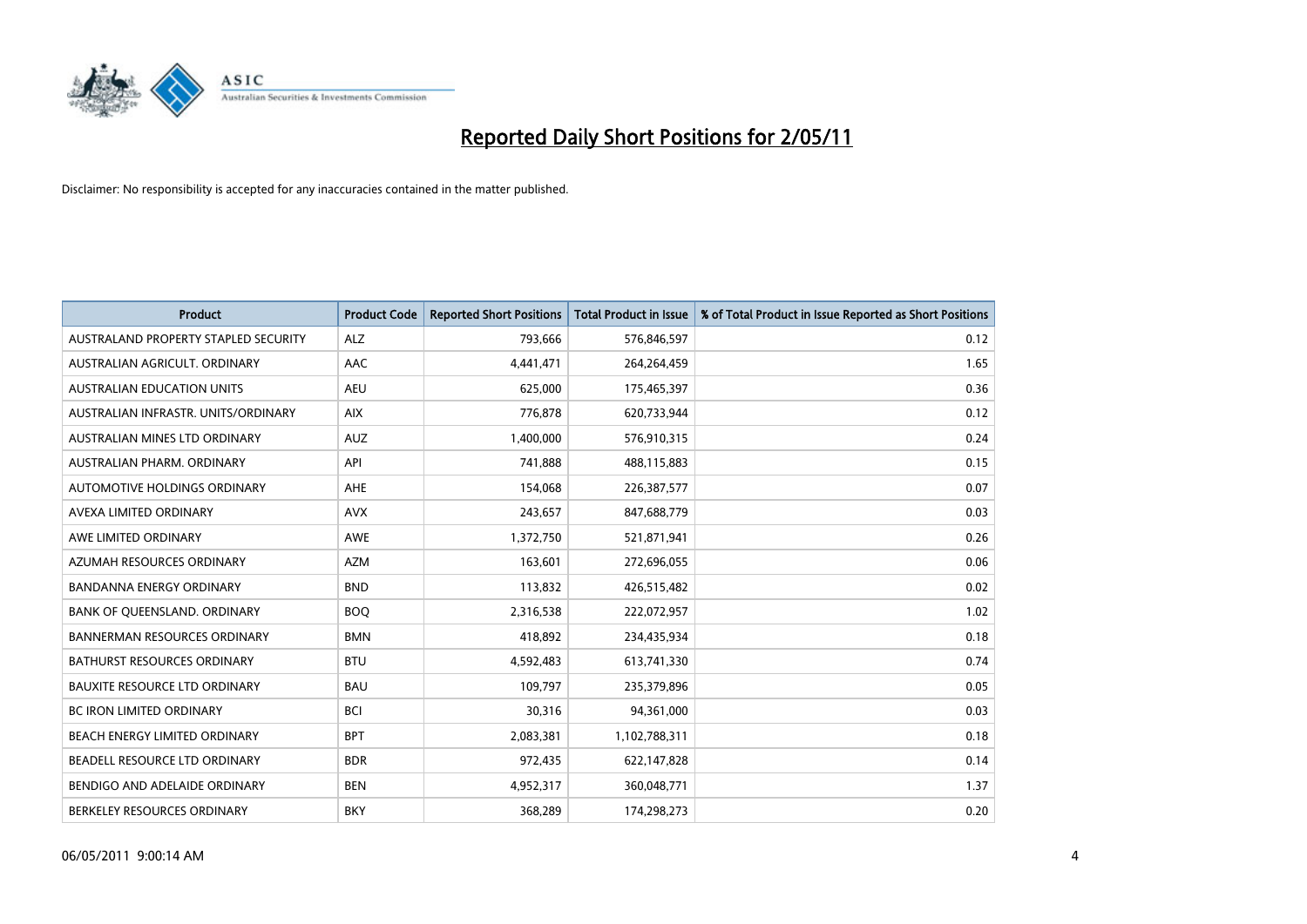# Reported Daily Short Positions for 2/05/11

Disclaimer: No responsibility is accepted for any inaccuracies contained in the matter published.

| Product | Product Code | Reported Short Positions | Total Product in Issue | % of Total Product in Issue Reported as Short Positions |
|---|---|---|---|---|
| AUSTRALAND PROPERTY STAPLED SECURITY | ALZ | 793,666 | 576,846,597 | 0.12 |
| AUSTRALIAN AGRICULT. ORDINARY | AAC | 4,441,471 | 264,264,459 | 1.65 |
| AUSTRALIAN EDUCATION UNITS | AEU | 625,000 | 175,465,397 | 0.36 |
| AUSTRALIAN INFRASTR. UNITS/ORDINARY | AIX | 776,878 | 620,733,944 | 0.12 |
| AUSTRALIAN MINES LTD ORDINARY | AUZ | 1,400,000 | 576,910,315 | 0.24 |
| AUSTRALIAN PHARM. ORDINARY | API | 741,888 | 488,115,883 | 0.15 |
| AUTOMOTIVE HOLDINGS ORDINARY | AHE | 154,068 | 226,387,577 | 0.07 |
| AVEXA LIMITED ORDINARY | AVX | 243,657 | 847,688,779 | 0.03 |
| AWE LIMITED ORDINARY | AWE | 1,372,750 | 521,871,941 | 0.26 |
| AZUMAH RESOURCES ORDINARY | AZM | 163,601 | 272,696,055 | 0.06 |
| BANDANNA ENERGY ORDINARY | BND | 113,832 | 426,515,482 | 0.02 |
| BANK OF QUEENSLAND. ORDINARY | BOQ | 2,316,538 | 222,072,957 | 1.02 |
| BANNERMAN RESOURCES ORDINARY | BMN | 418,892 | 234,435,934 | 0.18 |
| BATHURST RESOURCES ORDINARY | BTU | 4,592,483 | 613,741,330 | 0.74 |
| BAUXITE RESOURCE LTD ORDINARY | BAU | 109,797 | 235,379,896 | 0.05 |
| BC IRON LIMITED ORDINARY | BCI | 30,316 | 94,361,000 | 0.03 |
| BEACH ENERGY LIMITED ORDINARY | BPT | 2,083,381 | 1,102,788,311 | 0.18 |
| BEADELL RESOURCE LTD ORDINARY | BDR | 972,435 | 622,147,828 | 0.14 |
| BENDIGO AND ADELAIDE ORDINARY | BEN | 4,952,317 | 360,048,771 | 1.37 |
| BERKELEY RESOURCES ORDINARY | BKY | 368,289 | 174,298,273 | 0.20 |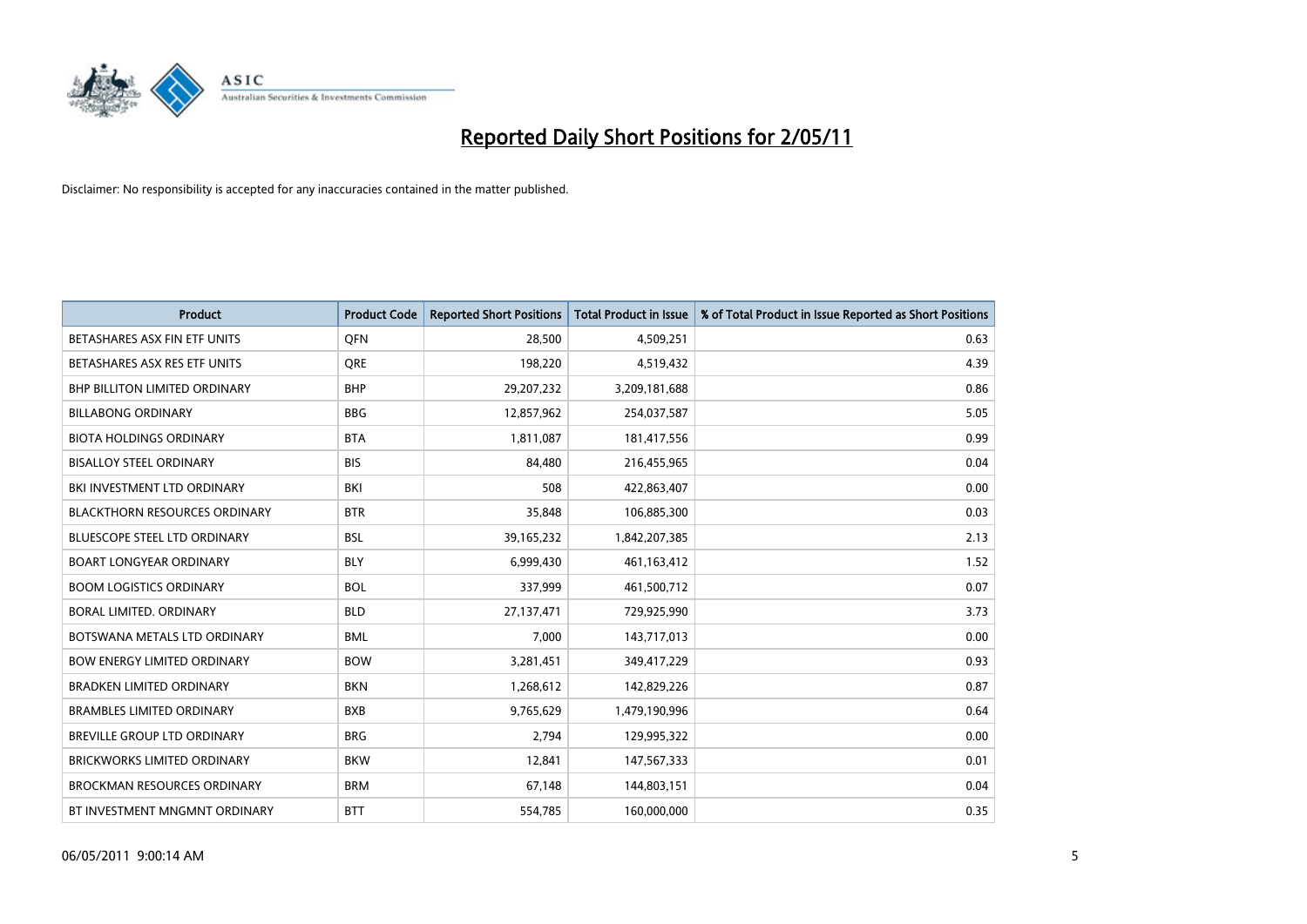# Reported Daily Short Positions for 2/05/11

Disclaimer: No responsibility is accepted for any inaccuracies contained in the matter published.

| Product | Product Code | Reported Short Positions | Total Product in Issue | % of Total Product in Issue Reported as Short Positions |
|---|---|---|---|---|
| BETASHARES ASX FIN ETF UNITS | QFN | 28,500 | 4,509,251 | 0.63 |
| BETASHARES ASX RES ETF UNITS | QRE | 198,220 | 4,519,432 | 4.39 |
| BHP BILLITON LIMITED ORDINARY | BHP | 29,207,232 | 3,209,181,688 | 0.86 |
| BILLABONG ORDINARY | BBG | 12,857,962 | 254,037,587 | 5.05 |
| BIOTA HOLDINGS ORDINARY | BTA | 1,811,087 | 181,417,556 | 0.99 |
| BISALLOY STEEL ORDINARY | BIS | 84,480 | 216,455,965 | 0.04 |
| BKI INVESTMENT LTD ORDINARY | BKI | 508 | 422,863,407 | 0.00 |
| BLACKTHORN RESOURCES ORDINARY | BTR | 35,848 | 106,885,300 | 0.03 |
| BLUESCOPE STEEL LTD ORDINARY | BSL | 39,165,232 | 1,842,207,385 | 2.13 |
| BOART LONGYEAR ORDINARY | BLY | 6,999,430 | 461,163,412 | 1.52 |
| BOOM LOGISTICS ORDINARY | BOL | 337,999 | 461,500,712 | 0.07 |
| BORAL LIMITED. ORDINARY | BLD | 27,137,471 | 729,925,990 | 3.73 |
| BOTSWANA METALS LTD ORDINARY | BML | 7,000 | 143,717,013 | 0.00 |
| BOW ENERGY LIMITED ORDINARY | BOW | 3,281,451 | 349,417,229 | 0.93 |
| BRADKEN LIMITED ORDINARY | BKN | 1,268,612 | 142,829,226 | 0.87 |
| BRAMBLES LIMITED ORDINARY | BXB | 9,765,629 | 1,479,190,996 | 0.64 |
| BREVILLE GROUP LTD ORDINARY | BRG | 2,794 | 129,995,322 | 0.00 |
| BRICKWORKS LIMITED ORDINARY | BKW | 12,841 | 147,567,333 | 0.01 |
| BROCKMAN RESOURCES ORDINARY | BRM | 67,148 | 144,803,151 | 0.04 |
| BT INVESTMENT MNGMNT ORDINARY | BTT | 554,785 | 160,000,000 | 0.35 |

06/05/2011 9:00:14 AM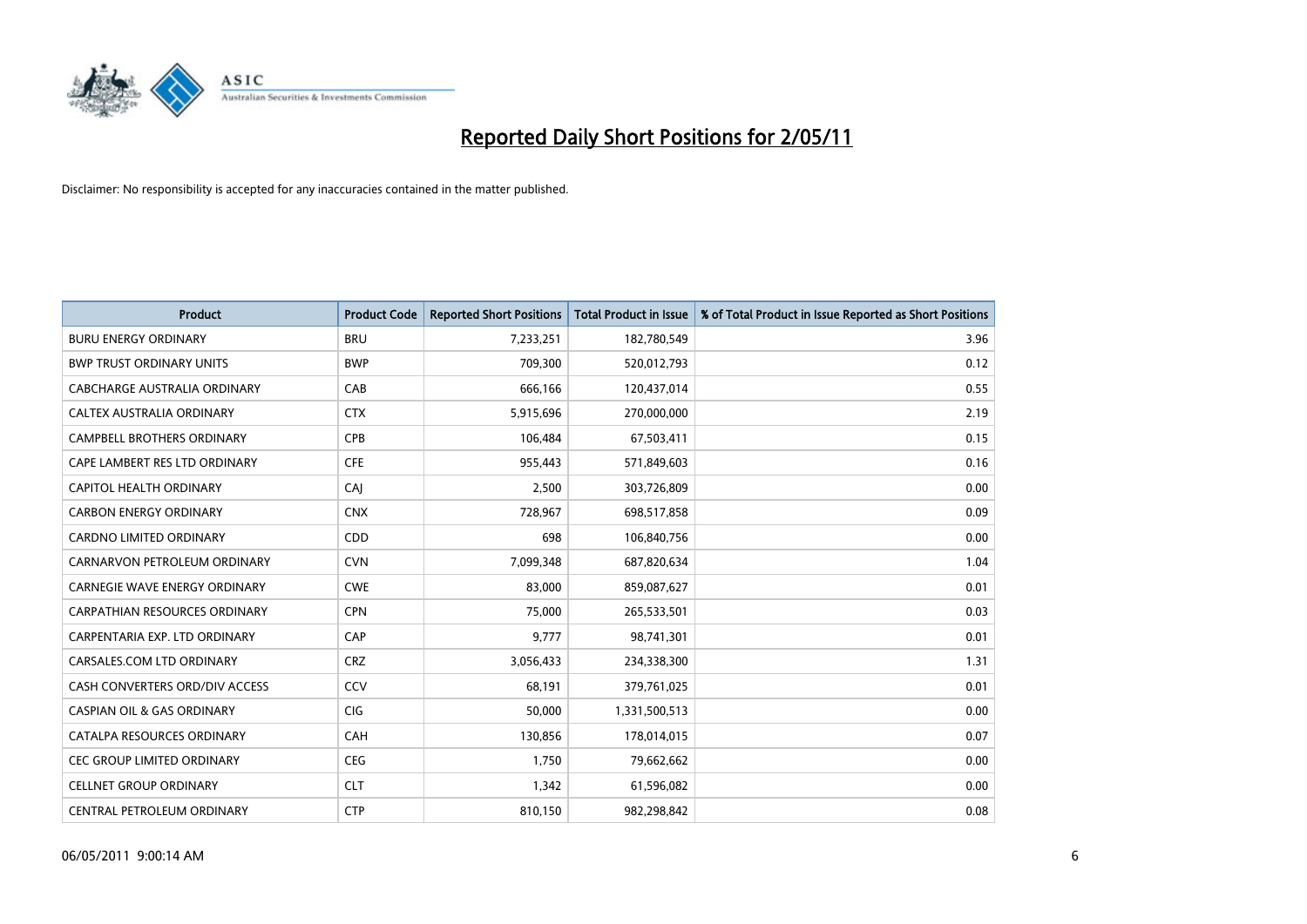# Reported Daily Short Positions for 2/05/11

Disclaimer: No responsibility is accepted for any inaccuracies contained in the matter published.

| Product | Product Code | Reported Short Positions | Total Product in Issue | % of Total Product in Issue Reported as Short Positions |
|---|---|---|---|---|
| BURU ENERGY ORDINARY | BRU | 7,233,251 | 182,780,549 | 3.96 |
| BWP TRUST ORDINARY UNITS | BWP | 709,300 | 520,012,793 | 0.12 |
| CABCHARGE AUSTRALIA ORDINARY | CAB | 666,166 | 120,437,014 | 0.55 |
| CALTEX AUSTRALIA ORDINARY | CTX | 5,915,696 | 270,000,000 | 2.19 |
| CAMPBELL BROTHERS ORDINARY | CPB | 106,484 | 67,503,411 | 0.15 |
| CAPE LAMBERT RES LTD ORDINARY | CFE | 955,443 | 571,849,603 | 0.16 |
| CAPITOL HEALTH ORDINARY | CAJ | 2,500 | 303,726,809 | 0.00 |
| CARBON ENERGY ORDINARY | CNX | 728,967 | 698,517,858 | 0.09 |
| CARDNO LIMITED ORDINARY | CDD | 698 | 106,840,756 | 0.00 |
| CARNARVON PETROLEUM ORDINARY | CVN | 7,099,348 | 687,820,634 | 1.04 |
| CARNEGIE WAVE ENERGY ORDINARY | CWE | 83,000 | 859,087,627 | 0.01 |
| CARPATHIAN RESOURCES ORDINARY | CPN | 75,000 | 265,533,501 | 0.03 |
| CARPENTARIA EXP. LTD ORDINARY | CAP | 9,777 | 98,741,301 | 0.01 |
| CARSALES.COM LTD ORDINARY | CRZ | 3,056,433 | 234,338,300 | 1.31 |
| CASH CONVERTERS ORD/DIV ACCESS | CCV | 68,191 | 379,761,025 | 0.01 |
| CASPIAN OIL & GAS ORDINARY | CIG | 50,000 | 1,331,500,513 | 0.00 |
| CATALPA RESOURCES ORDINARY | CAH | 130,856 | 178,014,015 | 0.07 |
| CEC GROUP LIMITED ORDINARY | CEG | 1,750 | 79,662,662 | 0.00 |
| CELLNET GROUP ORDINARY | CLT | 1,342 | 61,596,082 | 0.00 |
| CENTRAL PETROLEUM ORDINARY | CTP | 810,150 | 982,298,842 | 0.08 |

06/05/2011 9:00:14 AM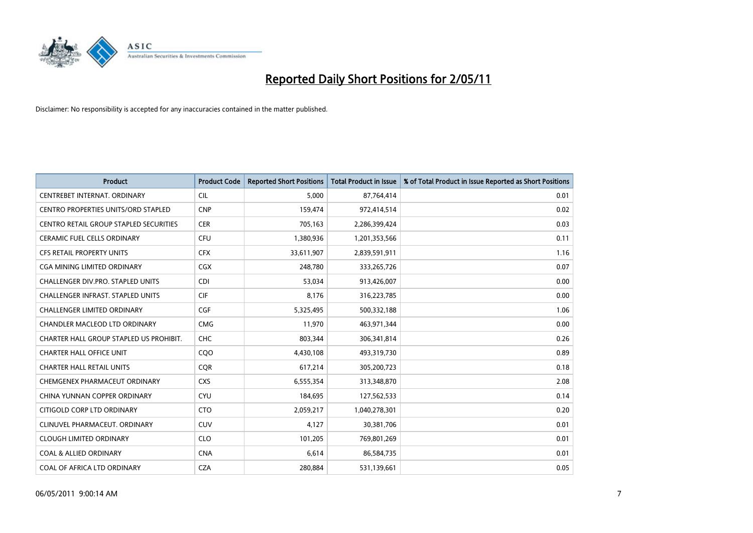# Reported Daily Short Positions for 2/05/11

Disclaimer: No responsibility is accepted for any inaccuracies contained in the matter published.

| Product | Product Code | Reported Short Positions | Total Product in Issue | % of Total Product in Issue Reported as Short Positions |
|---|---|---|---|---|
| CENTREBET INTERNAT. ORDINARY | CIL | 5,000 | 87,764,414 | 0.01 |
| CENTRO PROPERTIES UNITS/ORD STAPLED | CNP | 159,474 | 972,414,514 | 0.02 |
| CENTRO RETAIL GROUP STAPLED SECURITIES | CER | 705,163 | 2,286,399,424 | 0.03 |
| CERAMIC FUEL CELLS ORDINARY | CFU | 1,380,936 | 1,201,353,566 | 0.11 |
| CFS RETAIL PROPERTY UNITS | CFX | 33,611,907 | 2,839,591,911 | 1.16 |
| CGA MINING LIMITED ORDINARY | CGX | 248,780 | 333,265,726 | 0.07 |
| CHALLENGER DIV.PRO. STAPLED UNITS | CDI | 53,034 | 913,426,007 | 0.00 |
| CHALLENGER INFRAST. STAPLED UNITS | CIF | 8,176 | 316,223,785 | 0.00 |
| CHALLENGER LIMITED ORDINARY | CGF | 5,325,495 | 500,332,188 | 1.06 |
| CHANDLER MACLEOD LTD ORDINARY | CMG | 11,970 | 463,971,344 | 0.00 |
| CHARTER HALL GROUP STAPLED US PROHIBIT. | CHC | 803,344 | 306,341,814 | 0.26 |
| CHARTER HALL OFFICE UNIT | CQO | 4,430,108 | 493,319,730 | 0.89 |
| CHARTER HALL RETAIL UNITS | CQR | 617,214 | 305,200,723 | 0.18 |
| CHEMGENEX PHARMACEUT ORDINARY | CXS | 6,555,354 | 313,348,870 | 2.08 |
| CHINA YUNNAN COPPER ORDINARY | CYU | 184,695 | 127,562,533 | 0.14 |
| CITIGOLD CORP LTD ORDINARY | CTO | 2,059,217 | 1,040,278,301 | 0.20 |
| CLINUVEL PHARMACEUT. ORDINARY | CUV | 4,127 | 30,381,706 | 0.01 |
| CLOUGH LIMITED ORDINARY | CLO | 101,205 | 769,801,269 | 0.01 |
| COAL & ALLIED ORDINARY | CNA | 6,614 | 86,584,735 | 0.01 |
| COAL OF AFRICA LTD ORDINARY | CZA | 280,884 | 531,139,661 | 0.05 |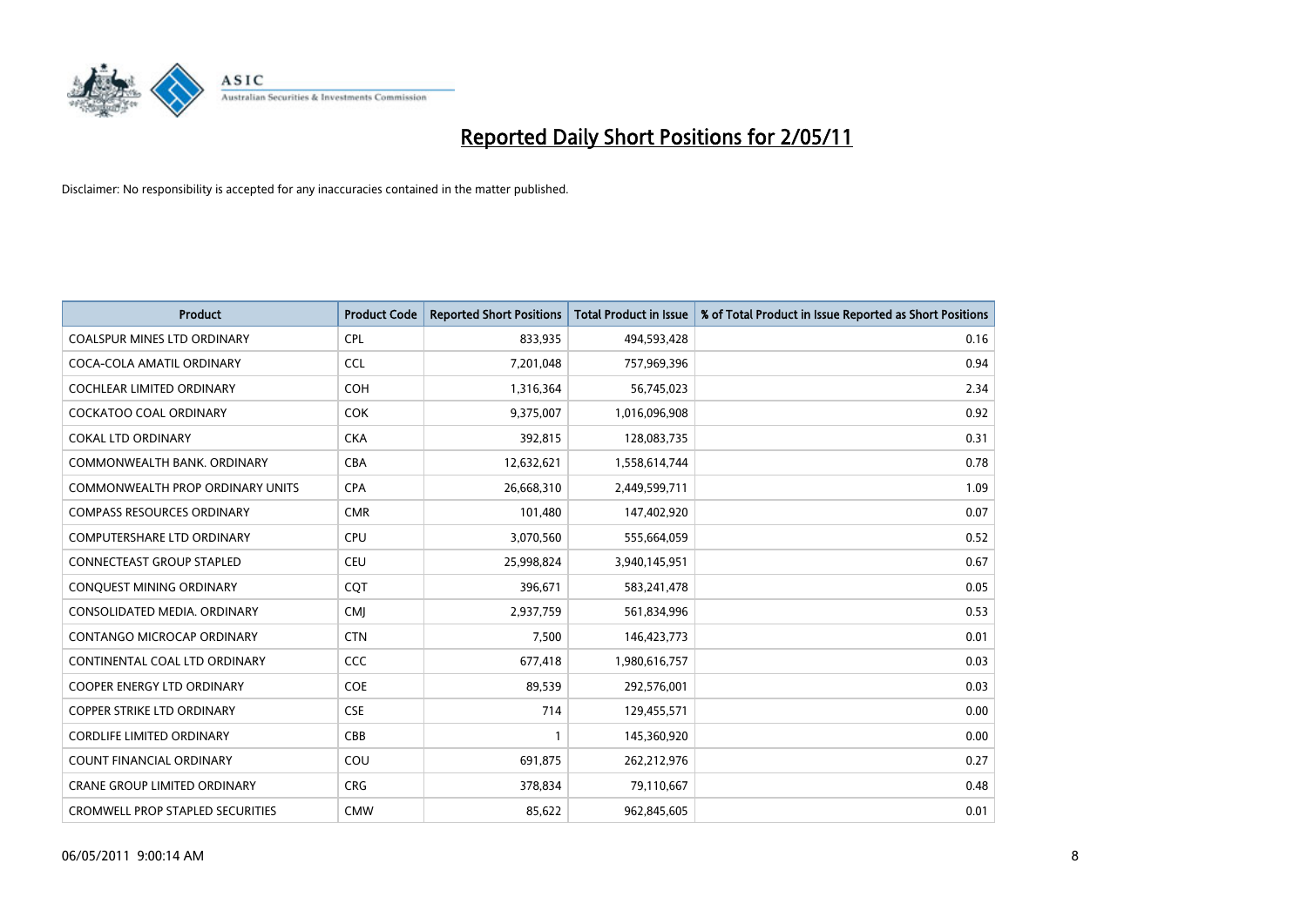# Reported Daily Short Positions for 2/05/11

Disclaimer: No responsibility is accepted for any inaccuracies contained in the matter published.

| Product | Product Code | Reported Short Positions | Total Product in Issue | % of Total Product in Issue Reported as Short Positions |
|---|---|---|---|---|
| COALSPUR MINES LTD ORDINARY | CPL | 833,935 | 494,593,428 | 0.16 |
| COCA-COLA AMATIL ORDINARY | CCL | 7,201,048 | 757,969,396 | 0.94 |
| COCHLEAR LIMITED ORDINARY | COH | 1,316,364 | 56,745,023 | 2.34 |
| COCKATOO COAL ORDINARY | COK | 9,375,007 | 1,016,096,908 | 0.92 |
| COKAL LTD ORDINARY | CKA | 392,815 | 128,083,735 | 0.31 |
| COMMONWEALTH BANK. ORDINARY | CBA | 12,632,621 | 1,558,614,744 | 0.78 |
| COMMONWEALTH PROP ORDINARY UNITS | CPA | 26,668,310 | 2,449,599,711 | 1.09 |
| COMPASS RESOURCES ORDINARY | CMR | 101,480 | 147,402,920 | 0.07 |
| COMPUTERSHARE LTD ORDINARY | CPU | 3,070,560 | 555,664,059 | 0.52 |
| CONNECTEAST GROUP STAPLED | CEU | 25,998,824 | 3,940,145,951 | 0.67 |
| CONQUEST MINING ORDINARY | CQT | 396,671 | 583,241,478 | 0.05 |
| CONSOLIDATED MEDIA. ORDINARY | CMJ | 2,937,759 | 561,834,996 | 0.53 |
| CONTANGO MICROCAP ORDINARY | CTN | 7,500 | 146,423,773 | 0.01 |
| CONTINENTAL COAL LTD ORDINARY | CCC | 677,418 | 1,980,616,757 | 0.03 |
| COOPER ENERGY LTD ORDINARY | COE | 89,539 | 292,576,001 | 0.03 |
| COPPER STRIKE LTD ORDINARY | CSE | 714 | 129,455,571 | 0.00 |
| CORDLIFE LIMITED ORDINARY | CBB | 1 | 145,360,920 | 0.00 |
| COUNT FINANCIAL ORDINARY | COU | 691,875 | 262,212,976 | 0.27 |
| CRANE GROUP LIMITED ORDINARY | CRG | 378,834 | 79,110,667 | 0.48 |
| CROMWELL PROP STAPLED SECURITIES | CMW | 85,622 | 962,845,605 | 0.01 |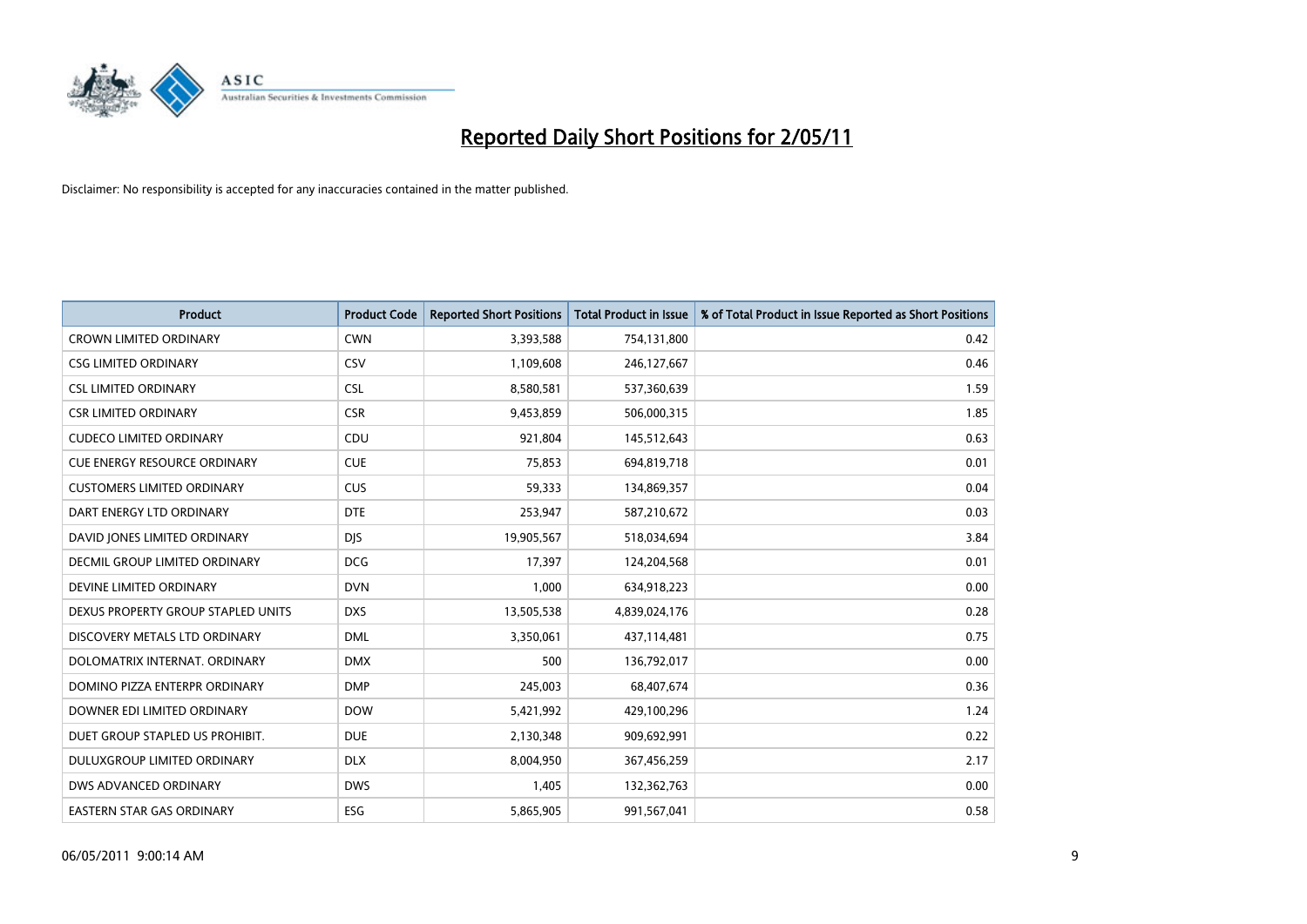# Reported Daily Short Positions for 2/05/11

Disclaimer: No responsibility is accepted for any inaccuracies contained in the matter published.

| Product | Product Code | Reported Short Positions | Total Product in Issue | % of Total Product in Issue Reported as Short Positions |
|---|---|---|---|---|
| CROWN LIMITED ORDINARY | CWN | 3,393,588 | 754,131,800 | 0.42 |
| CSG LIMITED ORDINARY | CSV | 1,109,608 | 246,127,667 | 0.46 |
| CSL LIMITED ORDINARY | CSL | 8,580,581 | 537,360,639 | 1.59 |
| CSR LIMITED ORDINARY | CSR | 9,453,859 | 506,000,315 | 1.85 |
| CUDECO LIMITED ORDINARY | CDU | 921,804 | 145,512,643 | 0.63 |
| CUE ENERGY RESOURCE ORDINARY | CUE | 75,853 | 694,819,718 | 0.01 |
| CUSTOMERS LIMITED ORDINARY | CUS | 59,333 | 134,869,357 | 0.04 |
| DART ENERGY LTD ORDINARY | DTE | 253,947 | 587,210,672 | 0.03 |
| DAVID JONES LIMITED ORDINARY | DJS | 19,905,567 | 518,034,694 | 3.84 |
| DECMIL GROUP LIMITED ORDINARY | DCG | 17,397 | 124,204,568 | 0.01 |
| DEVINE LIMITED ORDINARY | DVN | 1,000 | 634,918,223 | 0.00 |
| DEXUS PROPERTY GROUP STAPLED UNITS | DXS | 13,505,538 | 4,839,024,176 | 0.28 |
| DISCOVERY METALS LTD ORDINARY | DML | 3,350,061 | 437,114,481 | 0.75 |
| DOLOMATRIX INTERNAT. ORDINARY | DMX | 500 | 136,792,017 | 0.00 |
| DOMINO PIZZA ENTERPR ORDINARY | DMP | 245,003 | 68,407,674 | 0.36 |
| DOWNER EDI LIMITED ORDINARY | DOW | 5,421,992 | 429,100,296 | 1.24 |
| DUET GROUP STAPLED US PROHIBIT. | DUE | 2,130,348 | 909,692,991 | 0.22 |
| DULUXGROUP LIMITED ORDINARY | DLX | 8,004,950 | 367,456,259 | 2.17 |
| DWS ADVANCED ORDINARY | DWS | 1,405 | 132,362,763 | 0.00 |
| EASTERN STAR GAS ORDINARY | ESG | 5,865,905 | 991,567,041 | 0.58 |

06/05/2011 9:00:14 AM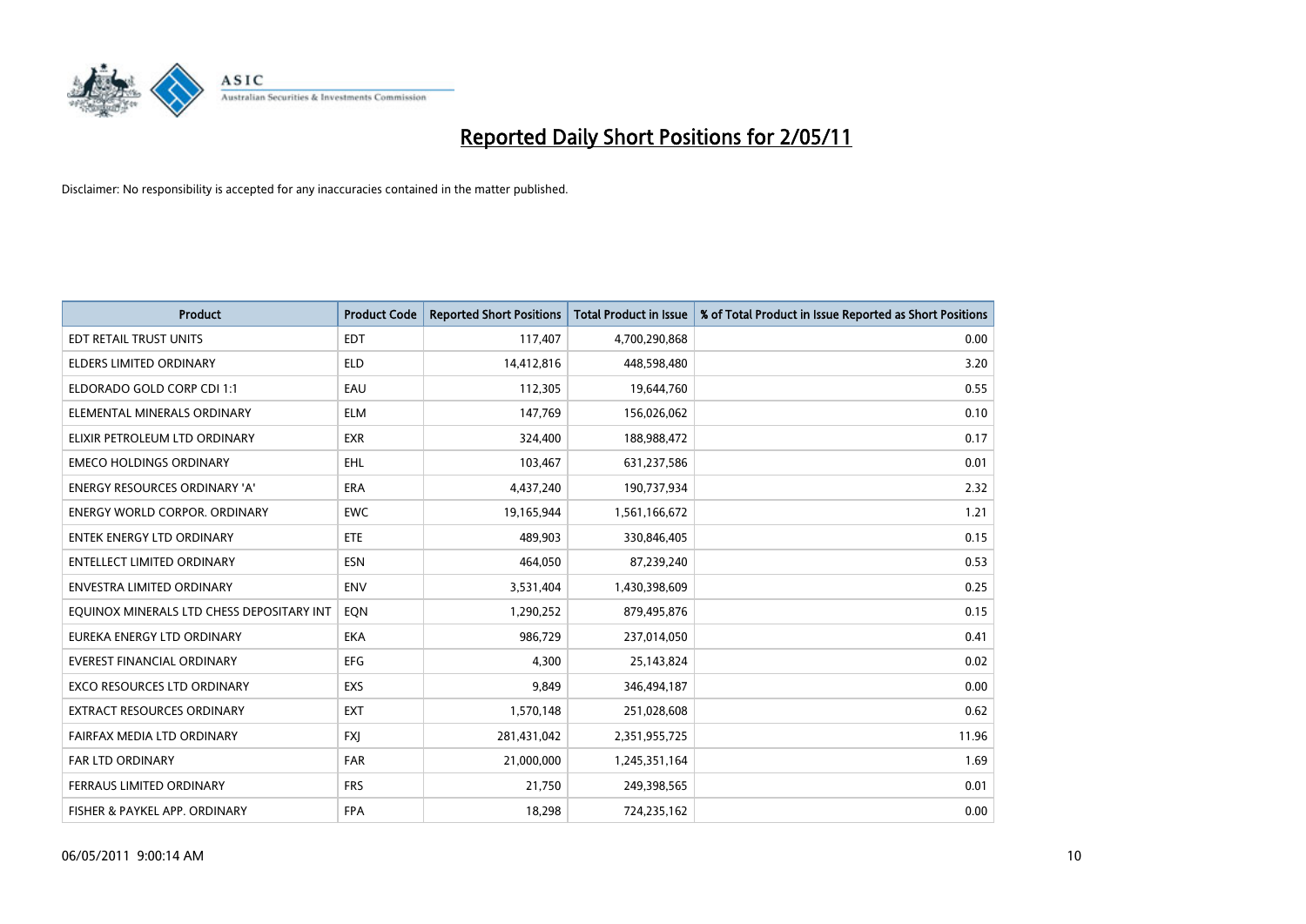# Reported Daily Short Positions for 2/05/11

Disclaimer: No responsibility is accepted for any inaccuracies contained in the matter published.

| Product | Product Code | Reported Short Positions | Total Product in Issue | % of Total Product in Issue Reported as Short Positions |
|---|---|---|---|---|
| EDT RETAIL TRUST UNITS | EDT | 117,407 | 4,700,290,868 | 0.00 |
| ELDERS LIMITED ORDINARY | ELD | 14,412,816 | 448,598,480 | 3.20 |
| ELDORADO GOLD CORP CDI 1:1 | EAU | 112,305 | 19,644,760 | 0.55 |
| ELEMENTAL MINERALS ORDINARY | ELM | 147,769 | 156,026,062 | 0.10 |
| ELIXIR PETROLEUM LTD ORDINARY | EXR | 324,400 | 188,988,472 | 0.17 |
| EMECO HOLDINGS ORDINARY | EHL | 103,467 | 631,237,586 | 0.01 |
| ENERGY RESOURCES ORDINARY 'A' | ERA | 4,437,240 | 190,737,934 | 2.32 |
| ENERGY WORLD CORPOR. ORDINARY | EWC | 19,165,944 | 1,561,166,672 | 1.21 |
| ENTEK ENERGY LTD ORDINARY | ETE | 489,903 | 330,846,405 | 0.15 |
| ENTELLECT LIMITED ORDINARY | ESN | 464,050 | 87,239,240 | 0.53 |
| ENVESTRA LIMITED ORDINARY | ENV | 3,531,404 | 1,430,398,609 | 0.25 |
| EQUINOX MINERALS LTD CHESS DEPOSITARY INT | EQN | 1,290,252 | 879,495,876 | 0.15 |
| EUREKA ENERGY LTD ORDINARY | EKA | 986,729 | 237,014,050 | 0.41 |
| EVEREST FINANCIAL ORDINARY | EFG | 4,300 | 25,143,824 | 0.02 |
| EXCO RESOURCES LTD ORDINARY | EXS | 9,849 | 346,494,187 | 0.00 |
| EXTRACT RESOURCES ORDINARY | EXT | 1,570,148 | 251,028,608 | 0.62 |
| FAIRFAX MEDIA LTD ORDINARY | FXJ | 281,431,042 | 2,351,955,725 | 11.96 |
| FAR LTD ORDINARY | FAR | 21,000,000 | 1,245,351,164 | 1.69 |
| FERRAUS LIMITED ORDINARY | FRS | 21,750 | 249,398,565 | 0.01 |
| FISHER & PAYKEL APP. ORDINARY | FPA | 18,298 | 724,235,162 | 0.00 |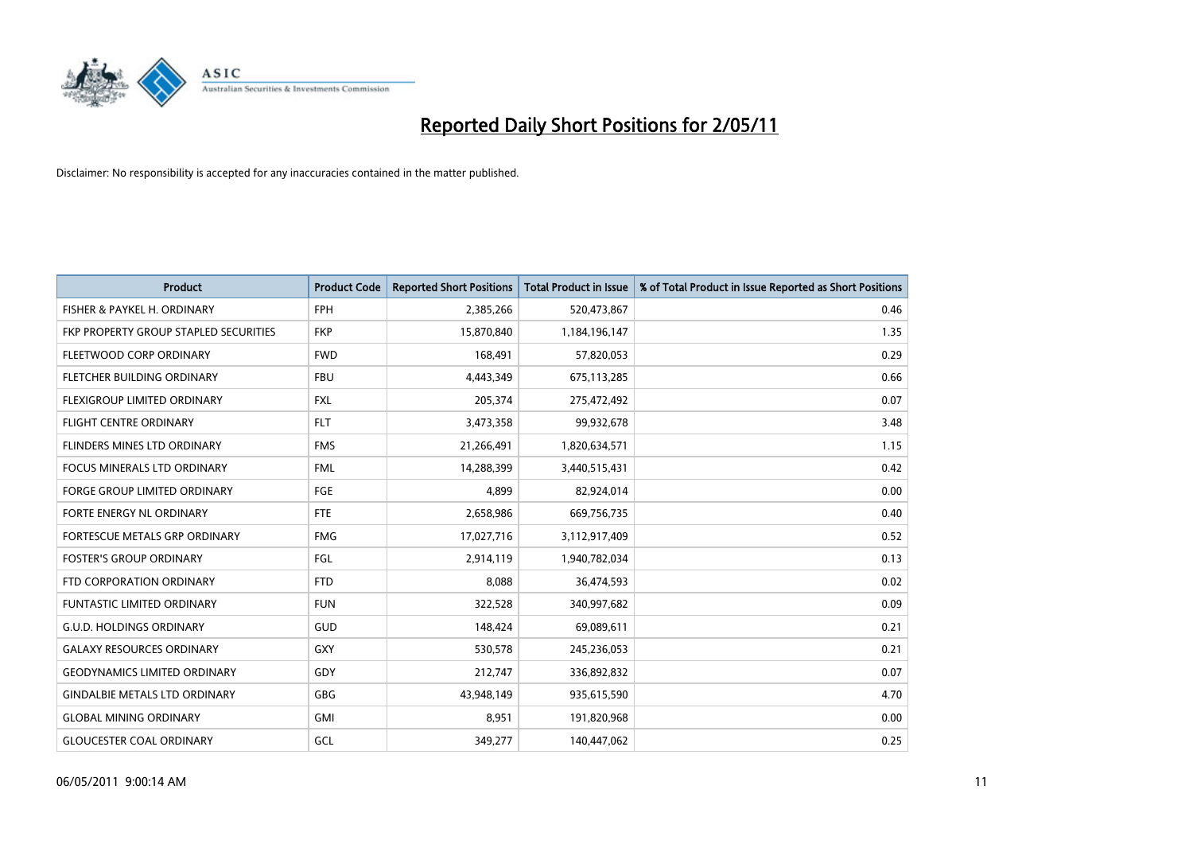# Reported Daily Short Positions for 2/05/11

Disclaimer: No responsibility is accepted for any inaccuracies contained in the matter published.

| Product | Product Code | Reported Short Positions | Total Product in Issue | % of Total Product in Issue Reported as Short Positions |
|---|---|---|---|---|
| FISHER & PAYKEL H. ORDINARY | FPH | 2,385,266 | 520,473,867 | 0.46 |
| FKP PROPERTY GROUP STAPLED SECURITIES | FKP | 15,870,840 | 1,184,196,147 | 1.35 |
| FLEETWOOD CORP ORDINARY | FWD | 168,491 | 57,820,053 | 0.29 |
| FLETCHER BUILDING ORDINARY | FBU | 4,443,349 | 675,113,285 | 0.66 |
| FLEXIGROUP LIMITED ORDINARY | FXL | 205,374 | 275,472,492 | 0.07 |
| FLIGHT CENTRE ORDINARY | FLT | 3,473,358 | 99,932,678 | 3.48 |
| FLINDERS MINES LTD ORDINARY | FMS | 21,266,491 | 1,820,634,571 | 1.15 |
| FOCUS MINERALS LTD ORDINARY | FML | 14,288,399 | 3,440,515,431 | 0.42 |
| FORGE GROUP LIMITED ORDINARY | FGE | 4,899 | 82,924,014 | 0.00 |
| FORTE ENERGY NL ORDINARY | FTE | 2,658,986 | 669,756,735 | 0.40 |
| FORTESCUE METALS GRP ORDINARY | FMG | 17,027,716 | 3,112,917,409 | 0.52 |
| FOSTER'S GROUP ORDINARY | FGL | 2,914,119 | 1,940,782,034 | 0.13 |
| FTD CORPORATION ORDINARY | FTD | 8,088 | 36,474,593 | 0.02 |
| FUNTASTIC LIMITED ORDINARY | FUN | 322,528 | 340,997,682 | 0.09 |
| G.U.D. HOLDINGS ORDINARY | GUD | 148,424 | 69,089,611 | 0.21 |
| GALAXY RESOURCES ORDINARY | GXY | 530,578 | 245,236,053 | 0.21 |
| GEODYNAMICS LIMITED ORDINARY | GDY | 212,747 | 336,892,832 | 0.07 |
| GINDALBIE METALS LTD ORDINARY | GBG | 43,948,149 | 935,615,590 | 4.70 |
| GLOBAL MINING ORDINARY | GMI | 8,951 | 191,820,968 | 0.00 |
| GLOUCESTER COAL ORDINARY | GCL | 349,277 | 140,447,062 | 0.25 |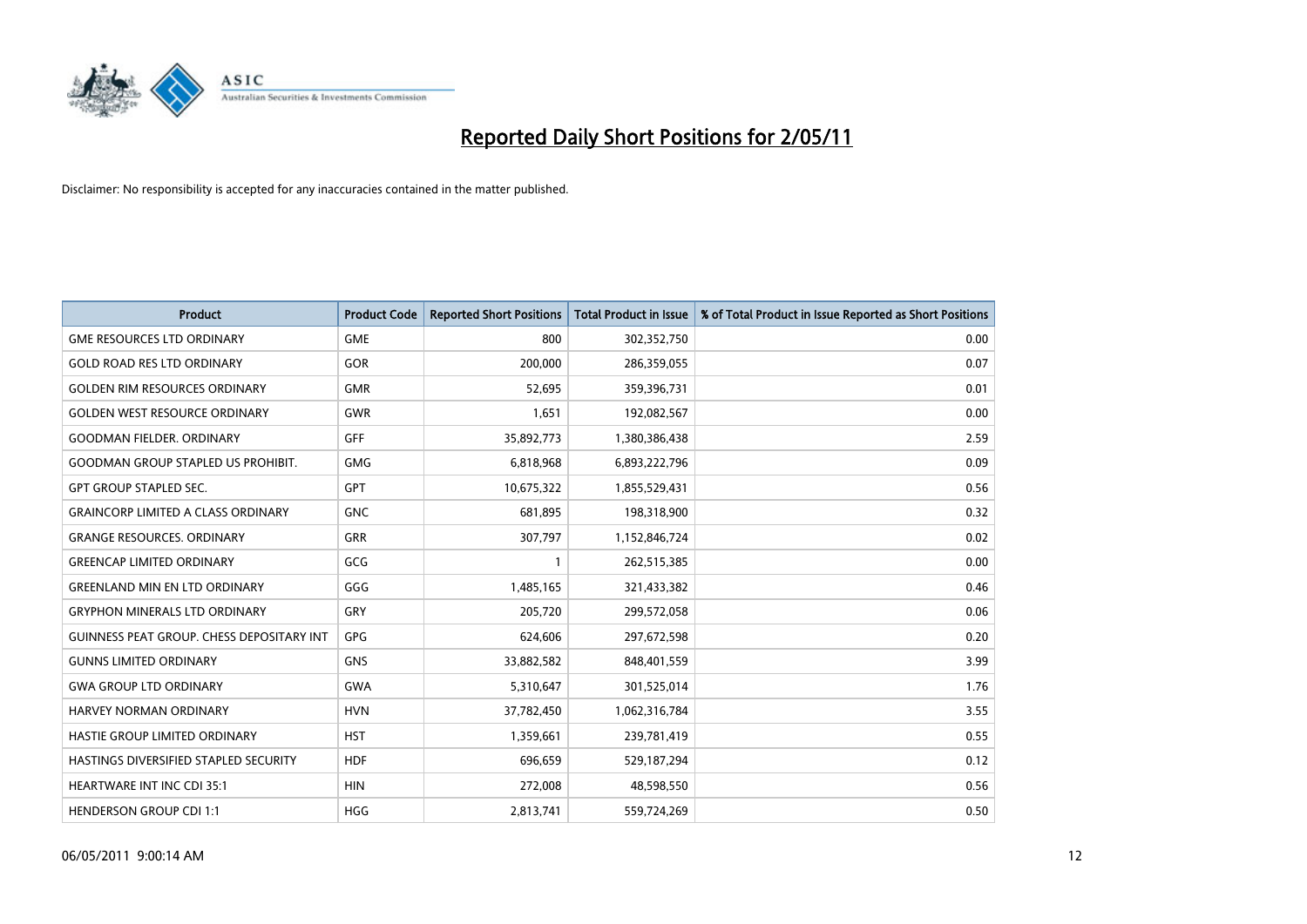# Reported Daily Short Positions for 2/05/11

Disclaimer: No responsibility is accepted for any inaccuracies contained in the matter published.

| Product | Product Code | Reported Short Positions | Total Product in Issue | % of Total Product in Issue Reported as Short Positions |
|---|---|---|---|---|
| GME RESOURCES LTD ORDINARY | GME | 800 | 302,352,750 | 0.00 |
| GOLD ROAD RES LTD ORDINARY | GOR | 200,000 | 286,359,055 | 0.07 |
| GOLDEN RIM RESOURCES ORDINARY | GMR | 52,695 | 359,396,731 | 0.01 |
| GOLDEN WEST RESOURCE ORDINARY | GWR | 1,651 | 192,082,567 | 0.00 |
| GOODMAN FIELDER. ORDINARY | GFF | 35,892,773 | 1,380,386,438 | 2.59 |
| GOODMAN GROUP STAPLED US PROHIBIT. | GMG | 6,818,968 | 6,893,222,796 | 0.09 |
| GPT GROUP STAPLED SEC. | GPT | 10,675,322 | 1,855,529,431 | 0.56 |
| GRAINCORP LIMITED A CLASS ORDINARY | GNC | 681,895 | 198,318,900 | 0.32 |
| GRANGE RESOURCES. ORDINARY | GRR | 307,797 | 1,152,846,724 | 0.02 |
| GREENCAP LIMITED ORDINARY | GCG | 1 | 262,515,385 | 0.00 |
| GREENLAND MIN EN LTD ORDINARY | GGG | 1,485,165 | 321,433,382 | 0.46 |
| GRYPHON MINERALS LTD ORDINARY | GRY | 205,720 | 299,572,058 | 0.06 |
| GUINNESS PEAT GROUP. CHESS DEPOSITARY INT | GPG | 624,606 | 297,672,598 | 0.20 |
| GUNNS LIMITED ORDINARY | GNS | 33,882,582 | 848,401,559 | 3.99 |
| GWA GROUP LTD ORDINARY | GWA | 5,310,647 | 301,525,014 | 1.76 |
| HARVEY NORMAN ORDINARY | HVN | 37,782,450 | 1,062,316,784 | 3.55 |
| HASTIE GROUP LIMITED ORDINARY | HST | 1,359,661 | 239,781,419 | 0.55 |
| HASTINGS DIVERSIFIED STAPLED SECURITY | HDF | 696,659 | 529,187,294 | 0.12 |
| HEARTWARE INT INC CDI 35:1 | HIN | 272,008 | 48,598,550 | 0.56 |
| HENDERSON GROUP CDI 1:1 | HGG | 2,813,741 | 559,724,269 | 0.50 |

06/05/2011 9:00:14 AM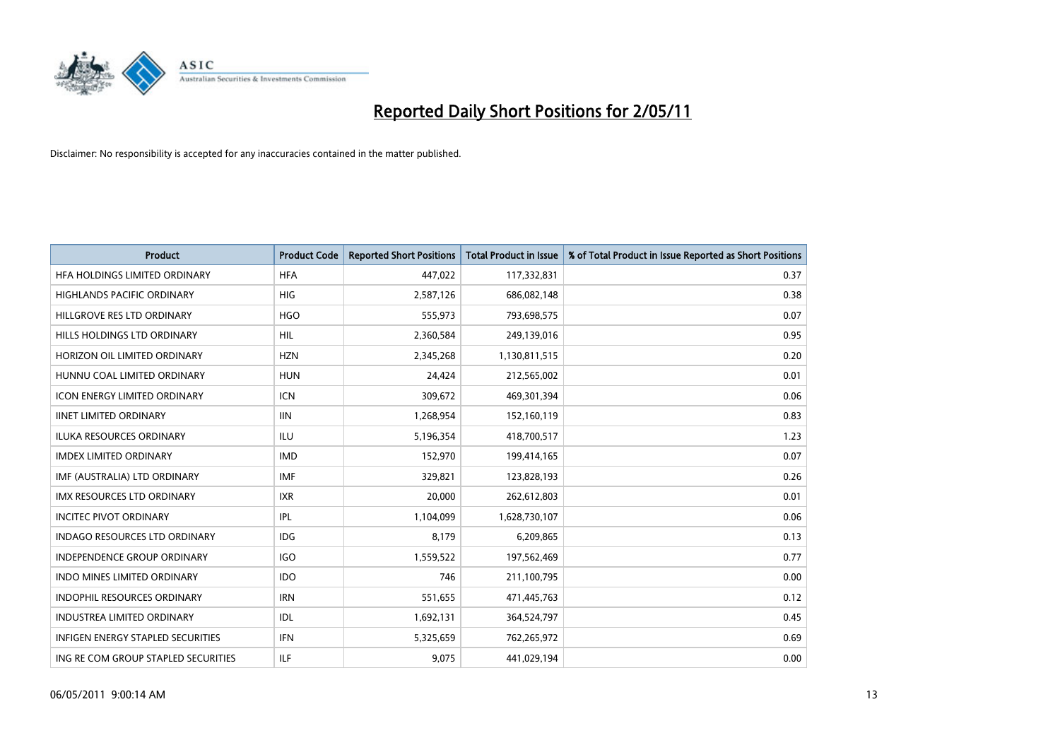# Reported Daily Short Positions for 2/05/11

Disclaimer: No responsibility is accepted for any inaccuracies contained in the matter published.

| Product | Product Code | Reported Short Positions | Total Product in Issue | % of Total Product in Issue Reported as Short Positions |
|---|---|---|---|---|
| HFA HOLDINGS LIMITED ORDINARY | HFA | 447,022 | 117,332,831 | 0.37 |
| HIGHLANDS PACIFIC ORDINARY | HIG | 2,587,126 | 686,082,148 | 0.38 |
| HILLGROVE RES LTD ORDINARY | HGO | 555,973 | 793,698,575 | 0.07 |
| HILLS HOLDINGS LTD ORDINARY | HIL | 2,360,584 | 249,139,016 | 0.95 |
| HORIZON OIL LIMITED ORDINARY | HZN | 2,345,268 | 1,130,811,515 | 0.20 |
| HUNNU COAL LIMITED ORDINARY | HUN | 24,424 | 212,565,002 | 0.01 |
| ICON ENERGY LIMITED ORDINARY | ICN | 309,672 | 469,301,394 | 0.06 |
| IINET LIMITED ORDINARY | IIN | 1,268,954 | 152,160,119 | 0.83 |
| ILUKA RESOURCES ORDINARY | ILU | 5,196,354 | 418,700,517 | 1.23 |
| IMDEX LIMITED ORDINARY | IMD | 152,970 | 199,414,165 | 0.07 |
| IMF (AUSTRALIA) LTD ORDINARY | IMF | 329,821 | 123,828,193 | 0.26 |
| IMX RESOURCES LTD ORDINARY | IXR | 20,000 | 262,612,803 | 0.01 |
| INCITEC PIVOT ORDINARY | IPL | 1,104,099 | 1,628,730,107 | 0.06 |
| INDAGO RESOURCES LTD ORDINARY | IDG | 8,179 | 6,209,865 | 0.13 |
| INDEPENDENCE GROUP ORDINARY | IGO | 1,559,522 | 197,562,469 | 0.77 |
| INDO MINES LIMITED ORDINARY | IDO | 746 | 211,100,795 | 0.00 |
| INDOPHIL RESOURCES ORDINARY | IRN | 551,655 | 471,445,763 | 0.12 |
| INDUSTREA LIMITED ORDINARY | IDL | 1,692,131 | 364,524,797 | 0.45 |
| INFIGEN ENERGY STAPLED SECURITIES | IFN | 5,325,659 | 762,265,972 | 0.69 |
| ING RE COM GROUP STAPLED SECURITIES | ILF | 9,075 | 441,029,194 | 0.00 |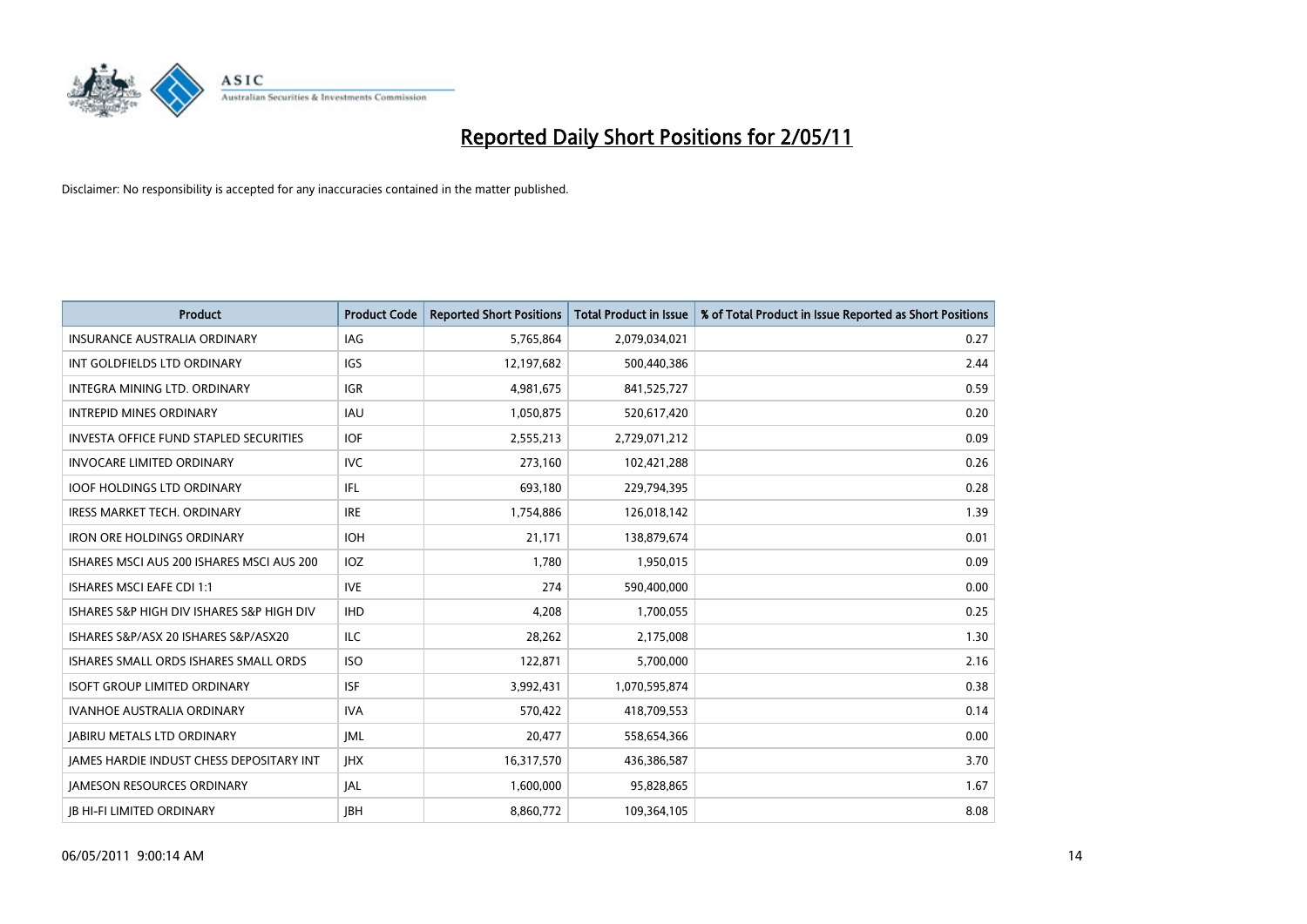# Reported Daily Short Positions for 2/05/11

Disclaimer: No responsibility is accepted for any inaccuracies contained in the matter published.

| Product | Product Code | Reported Short Positions | Total Product in Issue | % of Total Product in Issue Reported as Short Positions |
|---|---|---|---|---|
| INSURANCE AUSTRALIA ORDINARY | IAG | 5,765,864 | 2,079,034,021 | 0.27 |
| INT GOLDFIELDS LTD ORDINARY | IGS | 12,197,682 | 500,440,386 | 2.44 |
| INTEGRA MINING LTD. ORDINARY | IGR | 4,981,675 | 841,525,727 | 0.59 |
| INTREPID MINES ORDINARY | IAU | 1,050,875 | 520,617,420 | 0.20 |
| INVESTA OFFICE FUND STAPLED SECURITIES | IOF | 2,555,213 | 2,729,071,212 | 0.09 |
| INVOCARE LIMITED ORDINARY | IVC | 273,160 | 102,421,288 | 0.26 |
| IOOF HOLDINGS LTD ORDINARY | IFL | 693,180 | 229,794,395 | 0.28 |
| IRESS MARKET TECH. ORDINARY | IRE | 1,754,886 | 126,018,142 | 1.39 |
| IRON ORE HOLDINGS ORDINARY | IOH | 21,171 | 138,879,674 | 0.01 |
| ISHARES MSCI AUS 200 ISHARES MSCI AUS 200 | IOZ | 1,780 | 1,950,015 | 0.09 |
| ISHARES MSCI EAFE CDI 1:1 | IVE | 274 | 590,400,000 | 0.00 |
| ISHARES S&P HIGH DIV ISHARES S&P HIGH DIV | IHD | 4,208 | 1,700,055 | 0.25 |
| ISHARES S&P/ASX 20 ISHARES S&P/ASX20 | ILC | 28,262 | 2,175,008 | 1.30 |
| ISHARES SMALL ORDS ISHARES SMALL ORDS | ISO | 122,871 | 5,700,000 | 2.16 |
| ISOFT GROUP LIMITED ORDINARY | ISF | 3,992,431 | 1,070,595,874 | 0.38 |
| IVANHOE AUSTRALIA ORDINARY | IVA | 570,422 | 418,709,553 | 0.14 |
| JABIRU METALS LTD ORDINARY | JML | 20,477 | 558,654,366 | 0.00 |
| JAMES HARDIE INDUST CHESS DEPOSITARY INT | JHX | 16,317,570 | 436,386,587 | 3.70 |
| JAMESON RESOURCES ORDINARY | JAL | 1,600,000 | 95,828,865 | 1.67 |
| JB HI-FI LIMITED ORDINARY | JBH | 8,860,772 | 109,364,105 | 8.08 |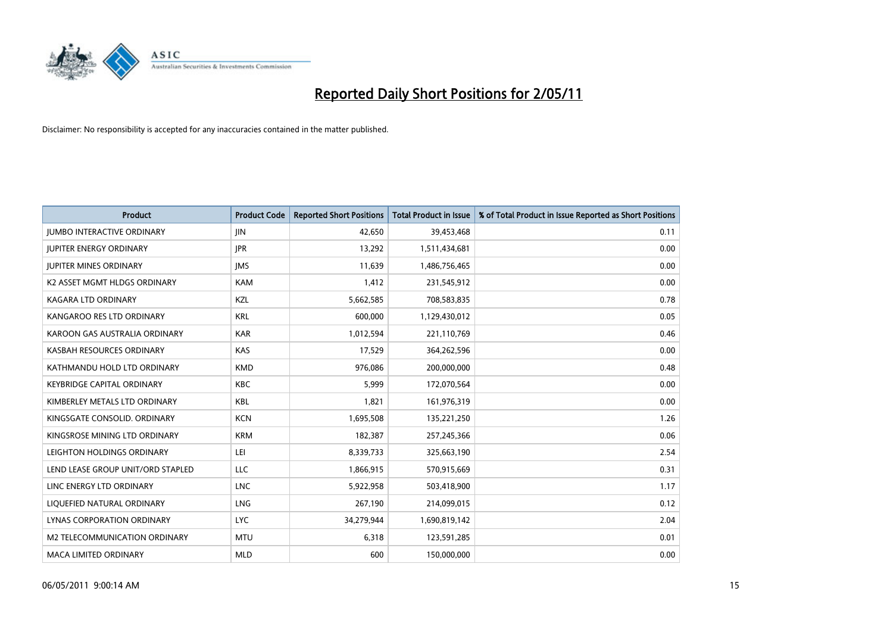# Reported Daily Short Positions for 2/05/11

Disclaimer: No responsibility is accepted for any inaccuracies contained in the matter published.

| Product | Product Code | Reported Short Positions | Total Product in Issue | % of Total Product in Issue Reported as Short Positions |
|---|---|---|---|---|
| JUMBO INTERACTIVE ORDINARY | JIN | 42,650 | 39,453,468 | 0.11 |
| JUPITER ENERGY ORDINARY | JPR | 13,292 | 1,511,434,681 | 0.00 |
| JUPITER MINES ORDINARY | JMS | 11,639 | 1,486,756,465 | 0.00 |
| K2 ASSET MGMT HLDGS ORDINARY | KAM | 1,412 | 231,545,912 | 0.00 |
| KAGARA LTD ORDINARY | KZL | 5,662,585 | 708,583,835 | 0.78 |
| KANGAROO RES LTD ORDINARY | KRL | 600,000 | 1,129,430,012 | 0.05 |
| KAROON GAS AUSTRALIA ORDINARY | KAR | 1,012,594 | 221,110,769 | 0.46 |
| KASBAH RESOURCES ORDINARY | KAS | 17,529 | 364,262,596 | 0.00 |
| KATHMANDU HOLD LTD ORDINARY | KMD | 976,086 | 200,000,000 | 0.48 |
| KEYBRIDGE CAPITAL ORDINARY | KBC | 5,999 | 172,070,564 | 0.00 |
| KIMBERLEY METALS LTD ORDINARY | KBL | 1,821 | 161,976,319 | 0.00 |
| KINGSGATE CONSOLID. ORDINARY | KCN | 1,695,508 | 135,221,250 | 1.26 |
| KINGSROSE MINING LTD ORDINARY | KRM | 182,387 | 257,245,366 | 0.06 |
| LEIGHTON HOLDINGS ORDINARY | LEI | 8,339,733 | 325,663,190 | 2.54 |
| LEND LEASE GROUP UNIT/ORD STAPLED | LLC | 1,866,915 | 570,915,669 | 0.31 |
| LINC ENERGY LTD ORDINARY | LNC | 5,922,958 | 503,418,900 | 1.17 |
| LIQUEFIED NATURAL ORDINARY | LNG | 267,190 | 214,099,015 | 0.12 |
| LYNAS CORPORATION ORDINARY | LYC | 34,279,944 | 1,690,819,142 | 2.04 |
| M2 TELECOMMUNICATION ORDINARY | MTU | 6,318 | 123,591,285 | 0.01 |
| MACA LIMITED ORDINARY | MLD | 600 | 150,000,000 | 0.00 |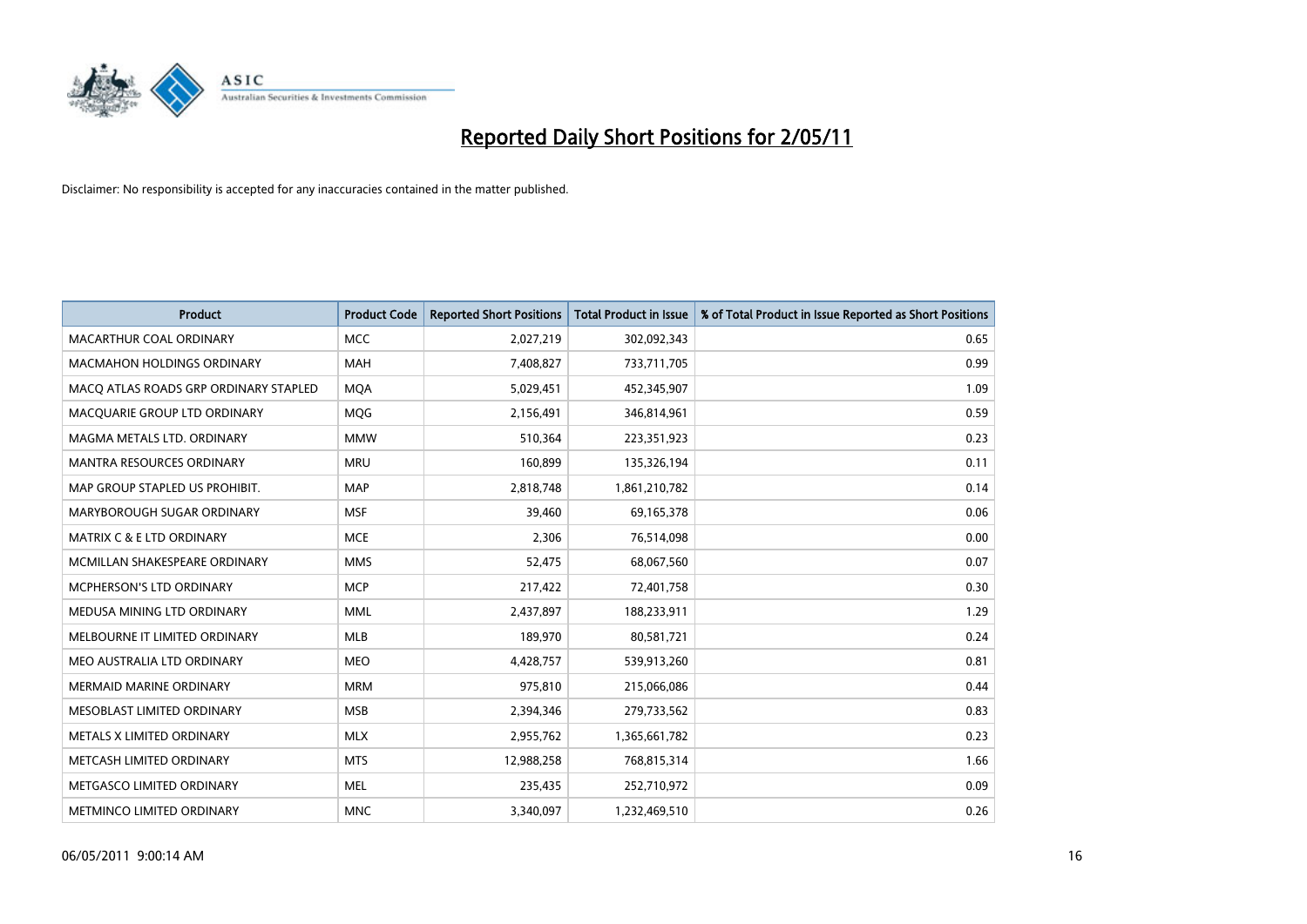# Reported Daily Short Positions for 2/05/11

Disclaimer: No responsibility is accepted for any inaccuracies contained in the matter published.

| Product | Product Code | Reported Short Positions | Total Product in Issue | % of Total Product in Issue Reported as Short Positions |
|---|---|---|---|---|
| MACARTHUR COAL ORDINARY | MCC | 2,027,219 | 302,092,343 | 0.65 |
| MACMAHON HOLDINGS ORDINARY | MAH | 7,408,827 | 733,711,705 | 0.99 |
| MACQ ATLAS ROADS GRP ORDINARY STAPLED | MQA | 5,029,451 | 452,345,907 | 1.09 |
| MACQUARIE GROUP LTD ORDINARY | MQG | 2,156,491 | 346,814,961 | 0.59 |
| MAGMA METALS LTD. ORDINARY | MMW | 510,364 | 223,351,923 | 0.23 |
| MANTRA RESOURCES ORDINARY | MRU | 160,899 | 135,326,194 | 0.11 |
| MAP GROUP STAPLED US PROHIBIT. | MAP | 2,818,748 | 1,861,210,782 | 0.14 |
| MARYBOROUGH SUGAR ORDINARY | MSF | 39,460 | 69,165,378 | 0.06 |
| MATRIX C & E LTD ORDINARY | MCE | 2,306 | 76,514,098 | 0.00 |
| MCMILLAN SHAKESPEARE ORDINARY | MMS | 52,475 | 68,067,560 | 0.07 |
| MCPHERSON'S LTD ORDINARY | MCP | 217,422 | 72,401,758 | 0.30 |
| MEDUSA MINING LTD ORDINARY | MML | 2,437,897 | 188,233,911 | 1.29 |
| MELBOURNE IT LIMITED ORDINARY | MLB | 189,970 | 80,581,721 | 0.24 |
| MEO AUSTRALIA LTD ORDINARY | MEO | 4,428,757 | 539,913,260 | 0.81 |
| MERMAID MARINE ORDINARY | MRM | 975,810 | 215,066,086 | 0.44 |
| MESOBLAST LIMITED ORDINARY | MSB | 2,394,346 | 279,733,562 | 0.83 |
| METALS X LIMITED ORDINARY | MLX | 2,955,762 | 1,365,661,782 | 0.23 |
| METCASH LIMITED ORDINARY | MTS | 12,988,258 | 768,815,314 | 1.66 |
| METGASCO LIMITED ORDINARY | MEL | 235,435 | 252,710,972 | 0.09 |
| METMINCO LIMITED ORDINARY | MNC | 3,340,097 | 1,232,469,510 | 0.26 |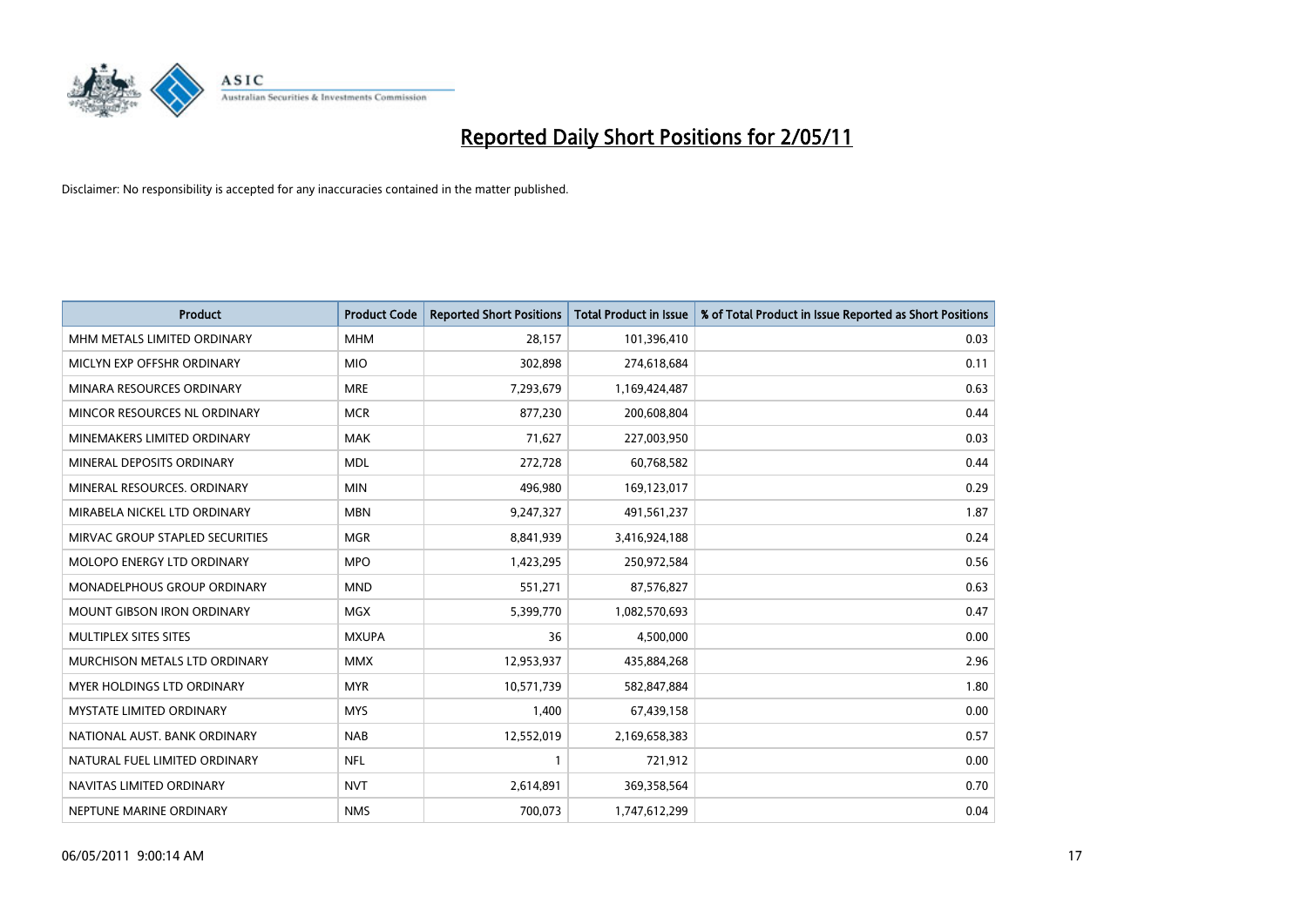# Reported Daily Short Positions for 2/05/11

Disclaimer: No responsibility is accepted for any inaccuracies contained in the matter published.

| Product | Product Code | Reported Short Positions | Total Product in Issue | % of Total Product in Issue Reported as Short Positions |
|---|---|---|---|---|
| MHM METALS LIMITED ORDINARY | MHM | 28,157 | 101,396,410 | 0.03 |
| MICLYN EXP OFFSHR ORDINARY | MIO | 302,898 | 274,618,684 | 0.11 |
| MINARA RESOURCES ORDINARY | MRE | 7,293,679 | 1,169,424,487 | 0.63 |
| MINCOR RESOURCES NL ORDINARY | MCR | 877,230 | 200,608,804 | 0.44 |
| MINEMAKERS LIMITED ORDINARY | MAK | 71,627 | 227,003,950 | 0.03 |
| MINERAL DEPOSITS ORDINARY | MDL | 272,728 | 60,768,582 | 0.44 |
| MINERAL RESOURCES. ORDINARY | MIN | 496,980 | 169,123,017 | 0.29 |
| MIRABELA NICKEL LTD ORDINARY | MBN | 9,247,327 | 491,561,237 | 1.87 |
| MIRVAC GROUP STAPLED SECURITIES | MGR | 8,841,939 | 3,416,924,188 | 0.24 |
| MOLOPO ENERGY LTD ORDINARY | MPO | 1,423,295 | 250,972,584 | 0.56 |
| MONADELPHOUS GROUP ORDINARY | MND | 551,271 | 87,576,827 | 0.63 |
| MOUNT GIBSON IRON ORDINARY | MGX | 5,399,770 | 1,082,570,693 | 0.47 |
| MULTIPLEX SITES SITES | MXUPA | 36 | 4,500,000 | 0.00 |
| MURCHISON METALS LTD ORDINARY | MMX | 12,953,937 | 435,884,268 | 2.96 |
| MYER HOLDINGS LTD ORDINARY | MYR | 10,571,739 | 582,847,884 | 1.80 |
| MYSTATE LIMITED ORDINARY | MYS | 1,400 | 67,439,158 | 0.00 |
| NATIONAL AUST. BANK ORDINARY | NAB | 12,552,019 | 2,169,658,383 | 0.57 |
| NATURAL FUEL LIMITED ORDINARY | NFL | 1 | 721,912 | 0.00 |
| NAVITAS LIMITED ORDINARY | NVT | 2,614,891 | 369,358,564 | 0.70 |
| NEPTUNE MARINE ORDINARY | NMS | 700,073 | 1,747,612,299 | 0.04 |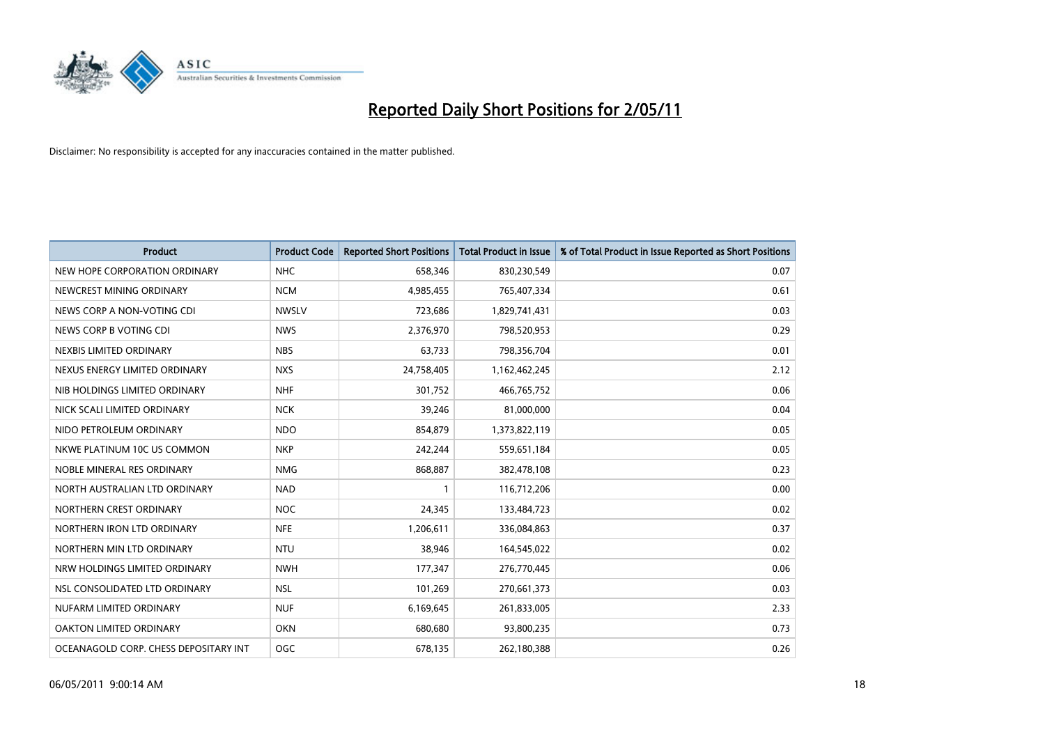# Reported Daily Short Positions for 2/05/11

Disclaimer: No responsibility is accepted for any inaccuracies contained in the matter published.

| Product | Product Code | Reported Short Positions | Total Product in Issue | % of Total Product in Issue Reported as Short Positions |
| --- | --- | --- | --- | --- |
| NEW HOPE CORPORATION ORDINARY | NHC | 658,346 | 830,230,549 | 0.07 |
| NEWCREST MINING ORDINARY | NCM | 4,985,455 | 765,407,334 | 0.61 |
| NEWS CORP A NON-VOTING CDI | NWSLV | 723,686 | 1,829,741,431 | 0.03 |
| NEWS CORP B VOTING CDI | NWS | 2,376,970 | 798,520,953 | 0.29 |
| NEXBIS LIMITED ORDINARY | NBS | 63,733 | 798,356,704 | 0.01 |
| NEXUS ENERGY LIMITED ORDINARY | NXS | 24,758,405 | 1,162,462,245 | 2.12 |
| NIB HOLDINGS LIMITED ORDINARY | NHF | 301,752 | 466,765,752 | 0.06 |
| NICK SCALI LIMITED ORDINARY | NCK | 39,246 | 81,000,000 | 0.04 |
| NIDO PETROLEUM ORDINARY | NDO | 854,879 | 1,373,822,119 | 0.05 |
| NKWE PLATINUM 10C US COMMON | NKP | 242,244 | 559,651,184 | 0.05 |
| NOBLE MINERAL RES ORDINARY | NMG | 868,887 | 382,478,108 | 0.23 |
| NORTH AUSTRALIAN LTD ORDINARY | NAD | 1 | 116,712,206 | 0.00 |
| NORTHERN CREST ORDINARY | NOC | 24,345 | 133,484,723 | 0.02 |
| NORTHERN IRON LTD ORDINARY | NFE | 1,206,611 | 336,084,863 | 0.37 |
| NORTHERN MIN LTD ORDINARY | NTU | 38,946 | 164,545,022 | 0.02 |
| NRW HOLDINGS LIMITED ORDINARY | NWH | 177,347 | 276,770,445 | 0.06 |
| NSL CONSOLIDATED LTD ORDINARY | NSL | 101,269 | 270,661,373 | 0.03 |
| NUFARM LIMITED ORDINARY | NUF | 6,169,645 | 261,833,005 | 2.33 |
| OAKTON LIMITED ORDINARY | OKN | 680,680 | 93,800,235 | 0.73 |
| OCEANAGOLD CORP. CHESS DEPOSITARY INT | OGC | 678,135 | 262,180,388 | 0.26 |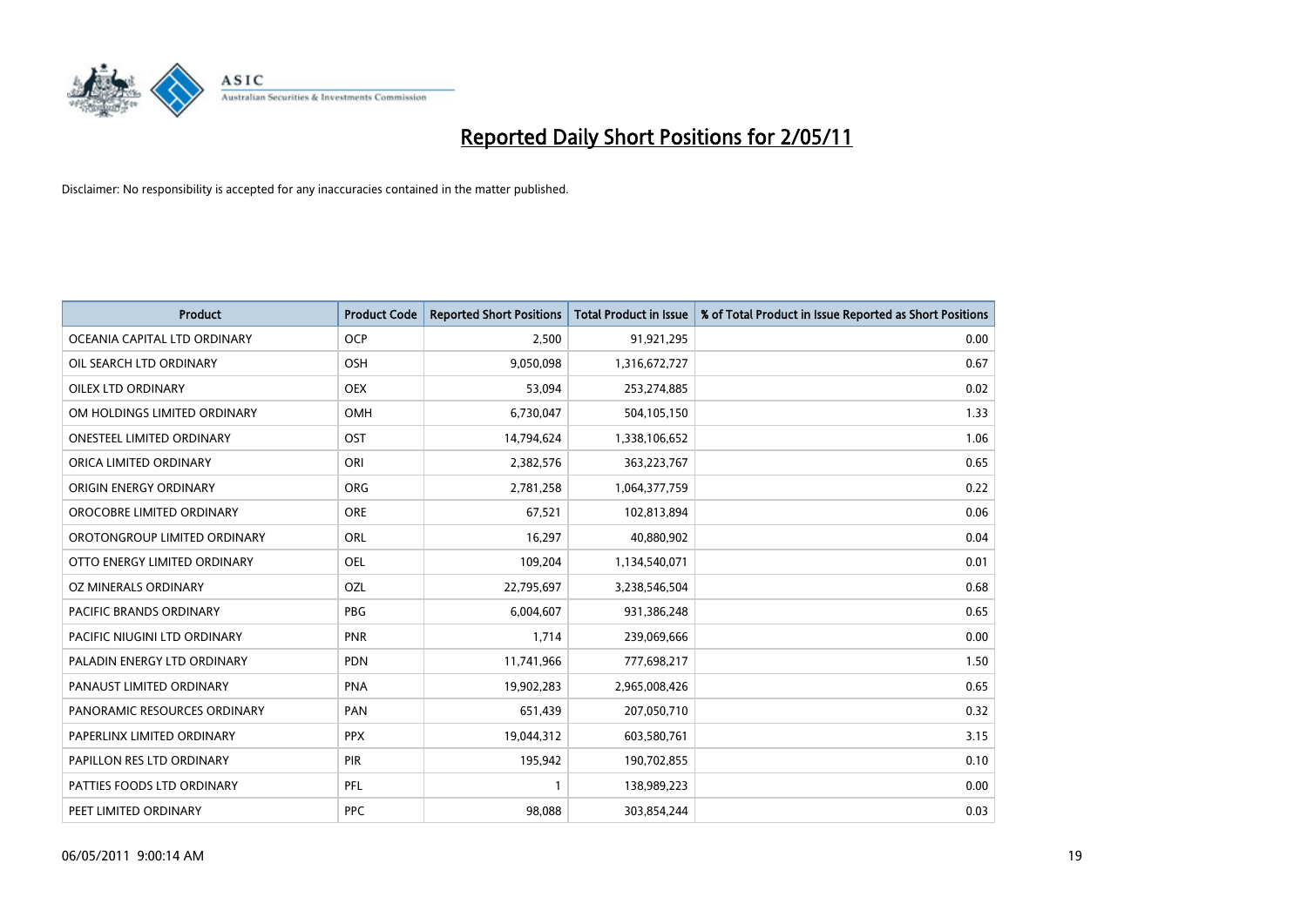# Reported Daily Short Positions for 2/05/11

Disclaimer: No responsibility is accepted for any inaccuracies contained in the matter published.

| Product | Product Code | Reported Short Positions | Total Product in Issue | % of Total Product in Issue Reported as Short Positions |
|---|---|---|---|---|
| OCEANIA CAPITAL LTD ORDINARY | OCP | 2,500 | 91,921,295 | 0.00 |
| OIL SEARCH LTD ORDINARY | OSH | 9,050,098 | 1,316,672,727 | 0.67 |
| OILEX LTD ORDINARY | OEX | 53,094 | 253,274,885 | 0.02 |
| OM HOLDINGS LIMITED ORDINARY | OMH | 6,730,047 | 504,105,150 | 1.33 |
| ONESTEEL LIMITED ORDINARY | OST | 14,794,624 | 1,338,106,652 | 1.06 |
| ORICA LIMITED ORDINARY | ORI | 2,382,576 | 363,223,767 | 0.65 |
| ORIGIN ENERGY ORDINARY | ORG | 2,781,258 | 1,064,377,759 | 0.22 |
| OROCOBRE LIMITED ORDINARY | ORE | 67,521 | 102,813,894 | 0.06 |
| OROTONGROUP LIMITED ORDINARY | ORL | 16,297 | 40,880,902 | 0.04 |
| OTTO ENERGY LIMITED ORDINARY | OEL | 109,204 | 1,134,540,071 | 0.01 |
| OZ MINERALS ORDINARY | OZL | 22,795,697 | 3,238,546,504 | 0.68 |
| PACIFIC BRANDS ORDINARY | PBG | 6,004,607 | 931,386,248 | 0.65 |
| PACIFIC NIUGINI LTD ORDINARY | PNR | 1,714 | 239,069,666 | 0.00 |
| PALADIN ENERGY LTD ORDINARY | PDN | 11,741,966 | 777,698,217 | 1.50 |
| PANAUST LIMITED ORDINARY | PNA | 19,902,283 | 2,965,008,426 | 0.65 |
| PANORAMIC RESOURCES ORDINARY | PAN | 651,439 | 207,050,710 | 0.32 |
| PAPERLINX LIMITED ORDINARY | PPX | 19,044,312 | 603,580,761 | 3.15 |
| PAPILLON RES LTD ORDINARY | PIR | 195,942 | 190,702,855 | 0.10 |
| PATTIES FOODS LTD ORDINARY | PFL | 1 | 138,989,223 | 0.00 |
| PEET LIMITED ORDINARY | PPC | 98,088 | 303,854,244 | 0.03 |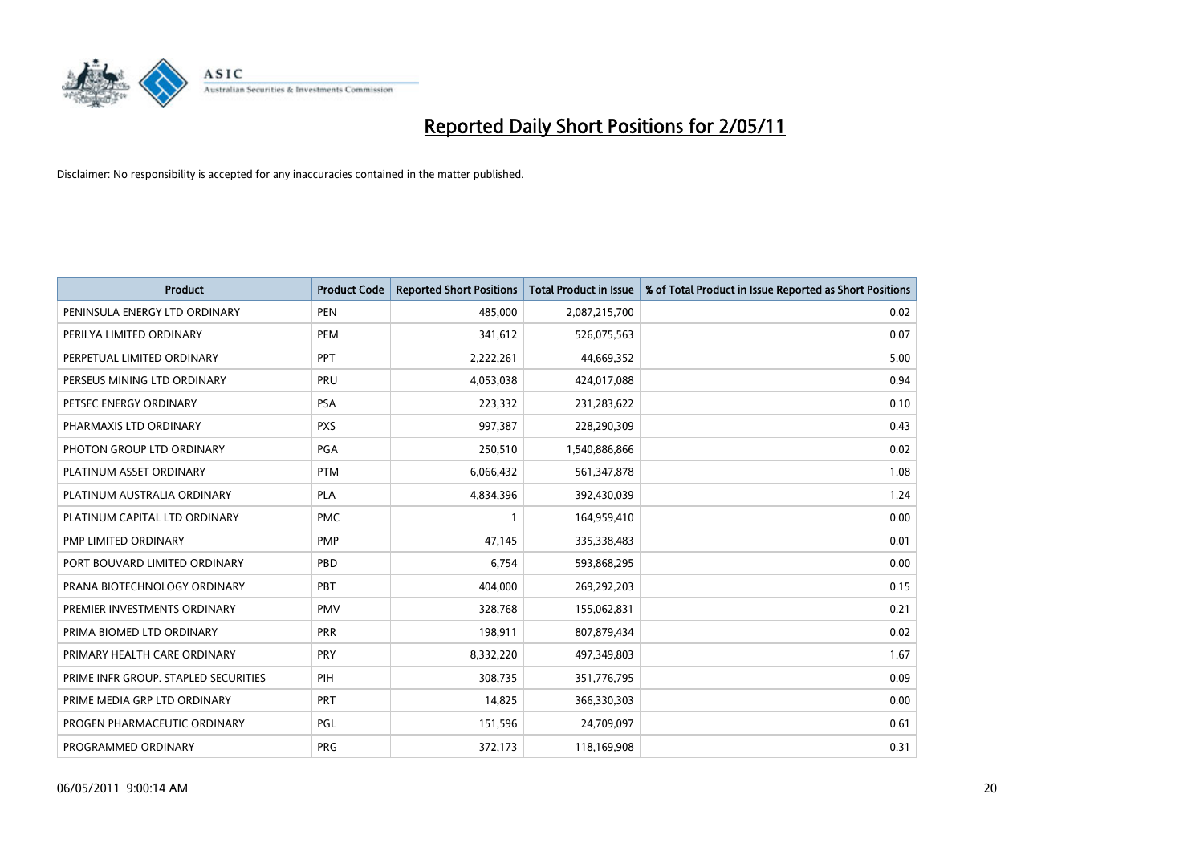# Reported Daily Short Positions for 2/05/11

Disclaimer: No responsibility is accepted for any inaccuracies contained in the matter published.

| Product | Product Code | Reported Short Positions | Total Product in Issue | % of Total Product in Issue Reported as Short Positions |
|---|---|---|---|---|
| PENINSULA ENERGY LTD ORDINARY | PEN | 485,000 | 2,087,215,700 | 0.02 |
| PERILYA LIMITED ORDINARY | PEM | 341,612 | 526,075,563 | 0.07 |
| PERPETUAL LIMITED ORDINARY | PPT | 2,222,261 | 44,669,352 | 5.00 |
| PERSEUS MINING LTD ORDINARY | PRU | 4,053,038 | 424,017,088 | 0.94 |
| PETSEC ENERGY ORDINARY | PSA | 223,332 | 231,283,622 | 0.10 |
| PHARMAXIS LTD ORDINARY | PXS | 997,387 | 228,290,309 | 0.43 |
| PHOTON GROUP LTD ORDINARY | PGA | 250,510 | 1,540,886,866 | 0.02 |
| PLATINUM ASSET ORDINARY | PTM | 6,066,432 | 561,347,878 | 1.08 |
| PLATINUM AUSTRALIA ORDINARY | PLA | 4,834,396 | 392,430,039 | 1.24 |
| PLATINUM CAPITAL LTD ORDINARY | PMC | 1 | 164,959,410 | 0.00 |
| PMP LIMITED ORDINARY | PMP | 47,145 | 335,338,483 | 0.01 |
| PORT BOUVARD LIMITED ORDINARY | PBD | 6,754 | 593,868,295 | 0.00 |
| PRANA BIOTECHNOLOGY ORDINARY | PBT | 404,000 | 269,292,203 | 0.15 |
| PREMIER INVESTMENTS ORDINARY | PMV | 328,768 | 155,062,831 | 0.21 |
| PRIMA BIOMED LTD ORDINARY | PRR | 198,911 | 807,879,434 | 0.02 |
| PRIMARY HEALTH CARE ORDINARY | PRY | 8,332,220 | 497,349,803 | 1.67 |
| PRIME INFR GROUP. STAPLED SECURITIES | PIH | 308,735 | 351,776,795 | 0.09 |
| PRIME MEDIA GRP LTD ORDINARY | PRT | 14,825 | 366,330,303 | 0.00 |
| PROGEN PHARMACEUTIC ORDINARY | PGL | 151,596 | 24,709,097 | 0.61 |
| PROGRAMMED ORDINARY | PRG | 372,173 | 118,169,908 | 0.31 |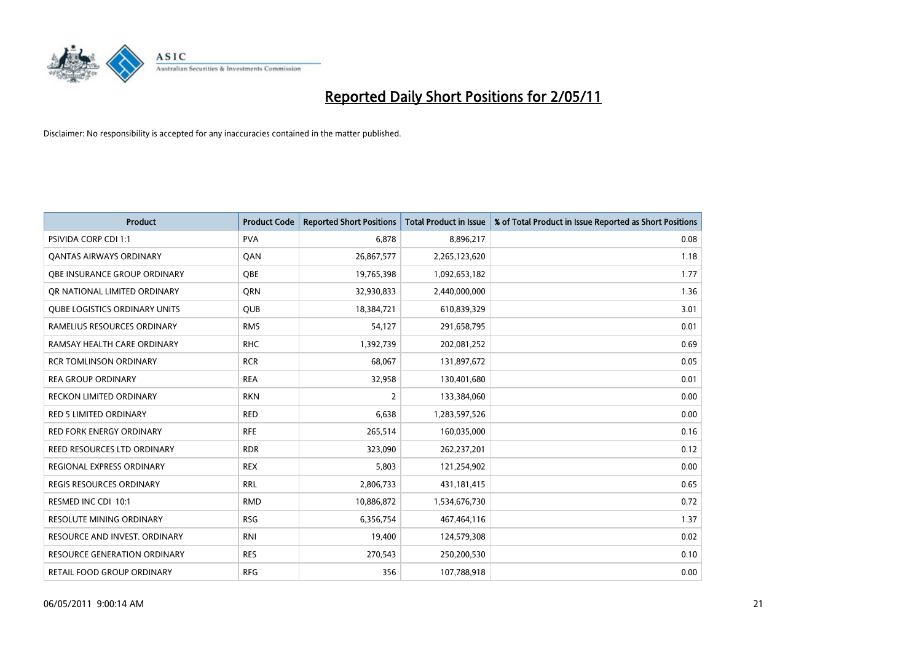# Reported Daily Short Positions for 2/05/11

Disclaimer: No responsibility is accepted for any inaccuracies contained in the matter published.

| Product | Product Code | Reported Short Positions | Total Product in Issue | % of Total Product in Issue Reported as Short Positions |
|---|---|---|---|---|
| PSIVIDA CORP CDI 1:1 | PVA | 6,878 | 8,896,217 | 0.08 |
| QANTAS AIRWAYS ORDINARY | QAN | 26,867,577 | 2,265,123,620 | 1.18 |
| QBE INSURANCE GROUP ORDINARY | QBE | 19,765,398 | 1,092,653,182 | 1.77 |
| QR NATIONAL LIMITED ORDINARY | QRN | 32,930,833 | 2,440,000,000 | 1.36 |
| QUBE LOGISTICS ORDINARY UNITS | QUB | 18,384,721 | 610,839,329 | 3.01 |
| RAMELIUS RESOURCES ORDINARY | RMS | 54,127 | 291,658,795 | 0.01 |
| RAMSAY HEALTH CARE ORDINARY | RHC | 1,392,739 | 202,081,252 | 0.69 |
| RCR TOMLINSON ORDINARY | RCR | 68,067 | 131,897,672 | 0.05 |
| REA GROUP ORDINARY | REA | 32,958 | 130,401,680 | 0.01 |
| RECKON LIMITED ORDINARY | RKN | 2 | 133,384,060 | 0.00 |
| RED 5 LIMITED ORDINARY | RED | 6,638 | 1,283,597,526 | 0.00 |
| RED FORK ENERGY ORDINARY | RFE | 265,514 | 160,035,000 | 0.16 |
| REED RESOURCES LTD ORDINARY | RDR | 323,090 | 262,237,201 | 0.12 |
| REGIONAL EXPRESS ORDINARY | REX | 5,803 | 121,254,902 | 0.00 |
| REGIS RESOURCES ORDINARY | RRL | 2,806,733 | 431,181,415 | 0.65 |
| RESMED INC CDI 10:1 | RMD | 10,886,872 | 1,534,676,730 | 0.72 |
| RESOLUTE MINING ORDINARY | RSG | 6,356,754 | 467,464,116 | 1.37 |
| RESOURCE AND INVEST. ORDINARY | RNI | 19,400 | 124,579,308 | 0.02 |
| RESOURCE GENERATION ORDINARY | RES | 270,543 | 250,200,530 | 0.10 |
| RETAIL FOOD GROUP ORDINARY | RFG | 356 | 107,788,918 | 0.00 |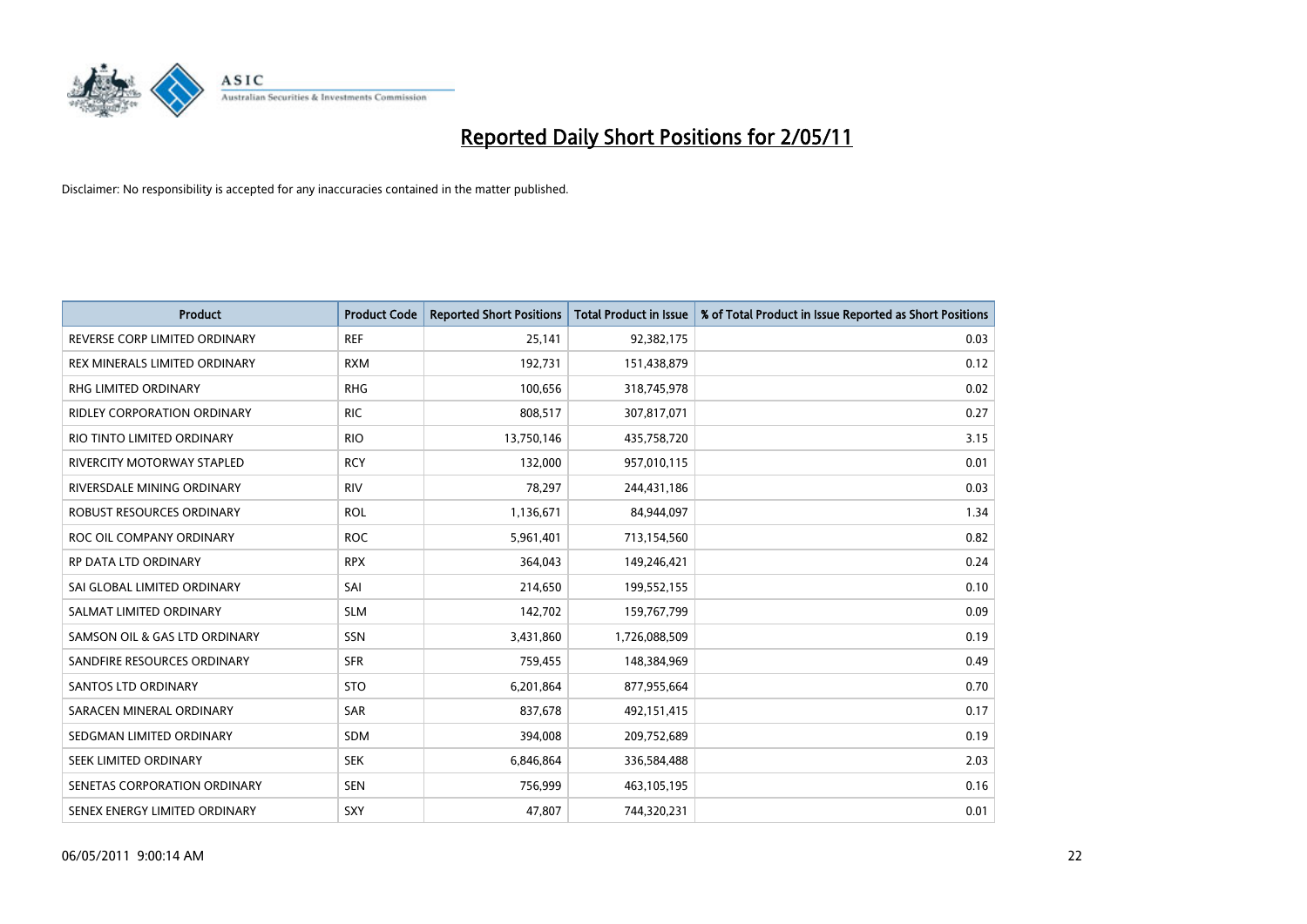# Reported Daily Short Positions for 2/05/11

Disclaimer: No responsibility is accepted for any inaccuracies contained in the matter published.

| Product | Product Code | Reported Short Positions | Total Product in Issue | % of Total Product in Issue Reported as Short Positions |
|---|---|---|---|---|
| REVERSE CORP LIMITED ORDINARY | REF | 25,141 | 92,382,175 | 0.03 |
| REX MINERALS LIMITED ORDINARY | RXM | 192,731 | 151,438,879 | 0.12 |
| RHG LIMITED ORDINARY | RHG | 100,656 | 318,745,978 | 0.02 |
| RIDLEY CORPORATION ORDINARY | RIC | 808,517 | 307,817,071 | 0.27 |
| RIO TINTO LIMITED ORDINARY | RIO | 13,750,146 | 435,758,720 | 3.15 |
| RIVERCITY MOTORWAY STAPLED | RCY | 132,000 | 957,010,115 | 0.01 |
| RIVERSDALE MINING ORDINARY | RIV | 78,297 | 244,431,186 | 0.03 |
| ROBUST RESOURCES ORDINARY | ROL | 1,136,671 | 84,944,097 | 1.34 |
| ROC OIL COMPANY ORDINARY | ROC | 5,961,401 | 713,154,560 | 0.82 |
| RP DATA LTD ORDINARY | RPX | 364,043 | 149,246,421 | 0.24 |
| SAI GLOBAL LIMITED ORDINARY | SAI | 214,650 | 199,552,155 | 0.10 |
| SALMAT LIMITED ORDINARY | SLM | 142,702 | 159,767,799 | 0.09 |
| SAMSON OIL & GAS LTD ORDINARY | SSN | 3,431,860 | 1,726,088,509 | 0.19 |
| SANDFIRE RESOURCES ORDINARY | SFR | 759,455 | 148,384,969 | 0.49 |
| SANTOS LTD ORDINARY | STO | 6,201,864 | 877,955,664 | 0.70 |
| SARACEN MINERAL ORDINARY | SAR | 837,678 | 492,151,415 | 0.17 |
| SEDGMAN LIMITED ORDINARY | SDM | 394,008 | 209,752,689 | 0.19 |
| SEEK LIMITED ORDINARY | SEK | 6,846,864 | 336,584,488 | 2.03 |
| SENETAS CORPORATION ORDINARY | SEN | 756,999 | 463,105,195 | 0.16 |
| SENEX ENERGY LIMITED ORDINARY | SXY | 47,807 | 744,320,231 | 0.01 |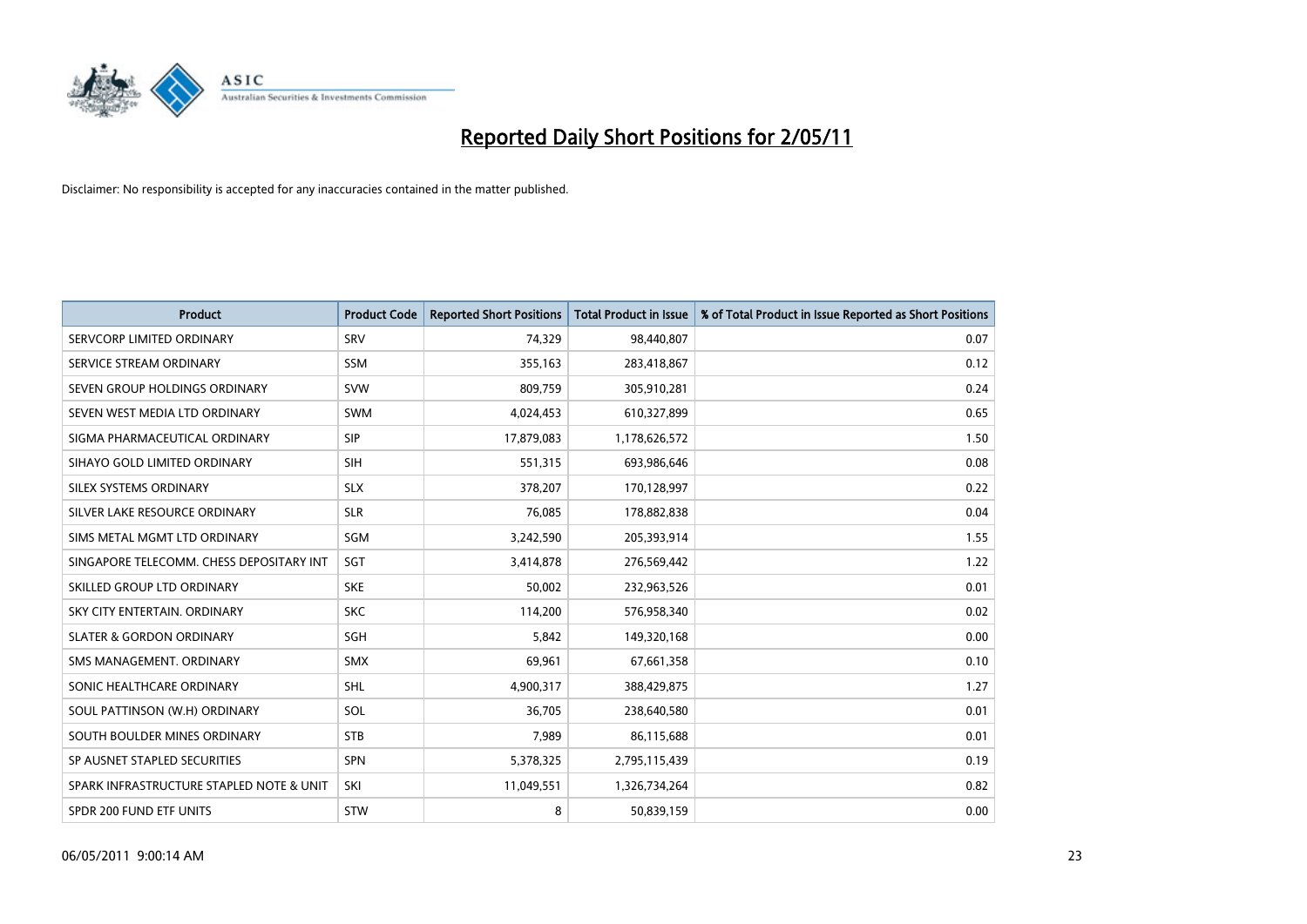# Reported Daily Short Positions for 2/05/11

Disclaimer: No responsibility is accepted for any inaccuracies contained in the matter published.

| Product | Product Code | Reported Short Positions | Total Product in Issue | % of Total Product in Issue Reported as Short Positions |
| --- | --- | --- | --- | --- |
| SERVCORP LIMITED ORDINARY | SRV | 74,329 | 98,440,807 | 0.07 |
| SERVICE STREAM ORDINARY | SSM | 355,163 | 283,418,867 | 0.12 |
| SEVEN GROUP HOLDINGS ORDINARY | SVW | 809,759 | 305,910,281 | 0.24 |
| SEVEN WEST MEDIA LTD ORDINARY | SWM | 4,024,453 | 610,327,899 | 0.65 |
| SIGMA PHARMACEUTICAL ORDINARY | SIP | 17,879,083 | 1,178,626,572 | 1.50 |
| SIHAYO GOLD LIMITED ORDINARY | SIH | 551,315 | 693,986,646 | 0.08 |
| SILEX SYSTEMS ORDINARY | SLX | 378,207 | 170,128,997 | 0.22 |
| SILVER LAKE RESOURCE ORDINARY | SLR | 76,085 | 178,882,838 | 0.04 |
| SIMS METAL MGMT LTD ORDINARY | SGM | 3,242,590 | 205,393,914 | 1.55 |
| SINGAPORE TELECOMM. CHESS DEPOSITARY INT | SGT | 3,414,878 | 276,569,442 | 1.22 |
| SKILLED GROUP LTD ORDINARY | SKE | 50,002 | 232,963,526 | 0.01 |
| SKY CITY ENTERTAIN. ORDINARY | SKC | 114,200 | 576,958,340 | 0.02 |
| SLATER & GORDON ORDINARY | SGH | 5,842 | 149,320,168 | 0.00 |
| SMS MANAGEMENT. ORDINARY | SMX | 69,961 | 67,661,358 | 0.10 |
| SONIC HEALTHCARE ORDINARY | SHL | 4,900,317 | 388,429,875 | 1.27 |
| SOUL PATTINSON (W.H) ORDINARY | SOL | 36,705 | 238,640,580 | 0.01 |
| SOUTH BOULDER MINES ORDINARY | STB | 7,989 | 86,115,688 | 0.01 |
| SP AUSNET STAPLED SECURITIES | SPN | 5,378,325 | 2,795,115,439 | 0.19 |
| SPARK INFRASTRUCTURE STAPLED NOTE & UNIT | SKI | 11,049,551 | 1,326,734,264 | 0.82 |
| SPDR 200 FUND ETF UNITS | STW | 8 | 50,839,159 | 0.00 |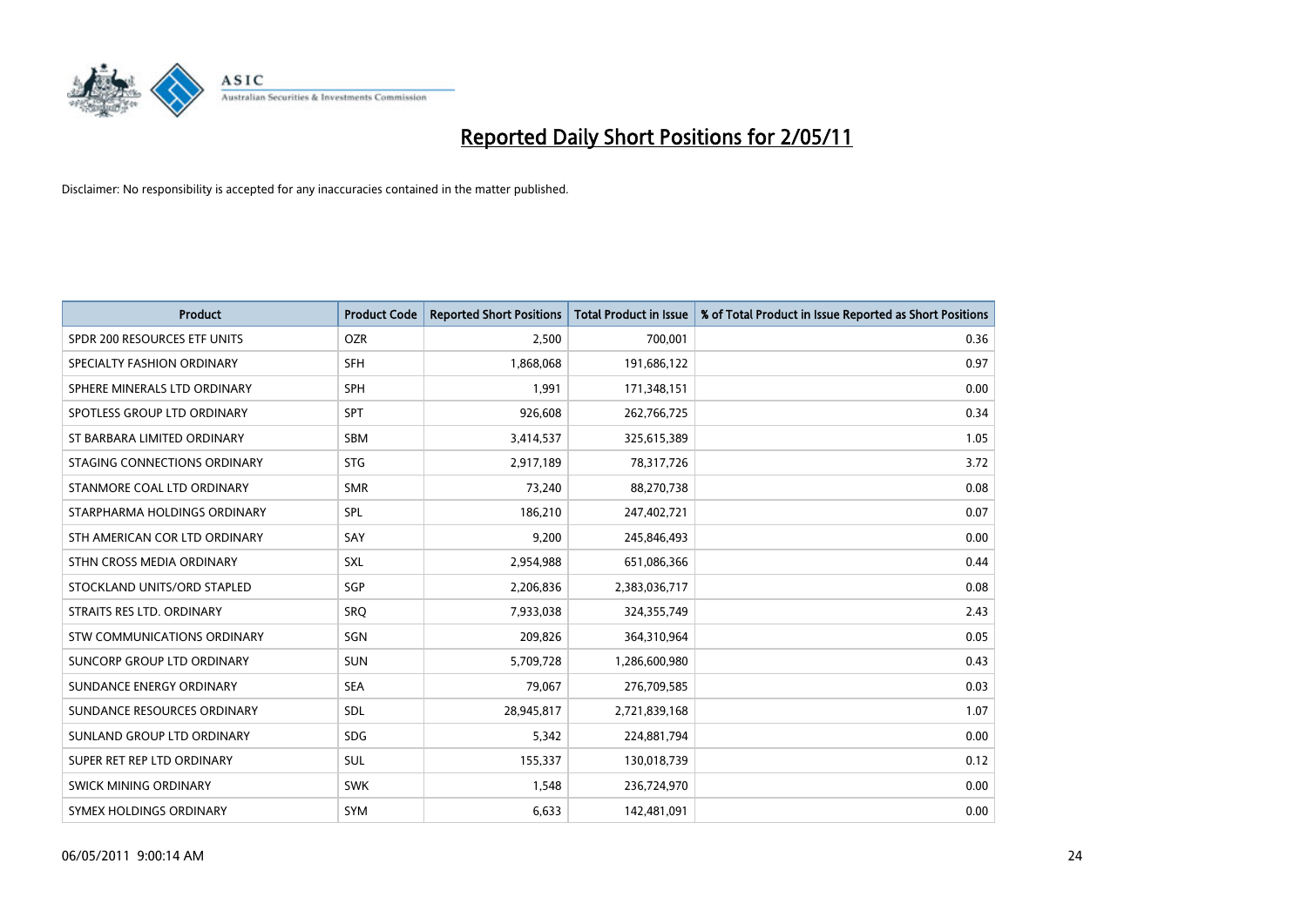# Reported Daily Short Positions for 2/05/11

Disclaimer: No responsibility is accepted for any inaccuracies contained in the matter published.

| Product | Product Code | Reported Short Positions | Total Product in Issue | % of Total Product in Issue Reported as Short Positions |
|---|---|---|---|---|
| SPDR 200 RESOURCES ETF UNITS | OZR | 2,500 | 700,001 | 0.36 |
| SPECIALTY FASHION ORDINARY | SFH | 1,868,068 | 191,686,122 | 0.97 |
| SPHERE MINERALS LTD ORDINARY | SPH | 1,991 | 171,348,151 | 0.00 |
| SPOTLESS GROUP LTD ORDINARY | SPT | 926,608 | 262,766,725 | 0.34 |
| ST BARBARA LIMITED ORDINARY | SBM | 3,414,537 | 325,615,389 | 1.05 |
| STAGING CONNECTIONS ORDINARY | STG | 2,917,189 | 78,317,726 | 3.72 |
| STANMORE COAL LTD ORDINARY | SMR | 73,240 | 88,270,738 | 0.08 |
| STARPHARMA HOLDINGS ORDINARY | SPL | 186,210 | 247,402,721 | 0.07 |
| STH AMERICAN COR LTD ORDINARY | SAY | 9,200 | 245,846,493 | 0.00 |
| STHN CROSS MEDIA ORDINARY | SXL | 2,954,988 | 651,086,366 | 0.44 |
| STOCKLAND UNITS/ORD STAPLED | SGP | 2,206,836 | 2,383,036,717 | 0.08 |
| STRAITS RES LTD. ORDINARY | SRQ | 7,933,038 | 324,355,749 | 2.43 |
| STW COMMUNICATIONS ORDINARY | SGN | 209,826 | 364,310,964 | 0.05 |
| SUNCORP GROUP LTD ORDINARY | SUN | 5,709,728 | 1,286,600,980 | 0.43 |
| SUNDANCE ENERGY ORDINARY | SEA | 79,067 | 276,709,585 | 0.03 |
| SUNDANCE RESOURCES ORDINARY | SDL | 28,945,817 | 2,721,839,168 | 1.07 |
| SUNLAND GROUP LTD ORDINARY | SDG | 5,342 | 224,881,794 | 0.00 |
| SUPER RET REP LTD ORDINARY | SUL | 155,337 | 130,018,739 | 0.12 |
| SWICK MINING ORDINARY | SWK | 1,548 | 236,724,970 | 0.00 |
| SYMEX HOLDINGS ORDINARY | SYM | 6,633 | 142,481,091 | 0.00 |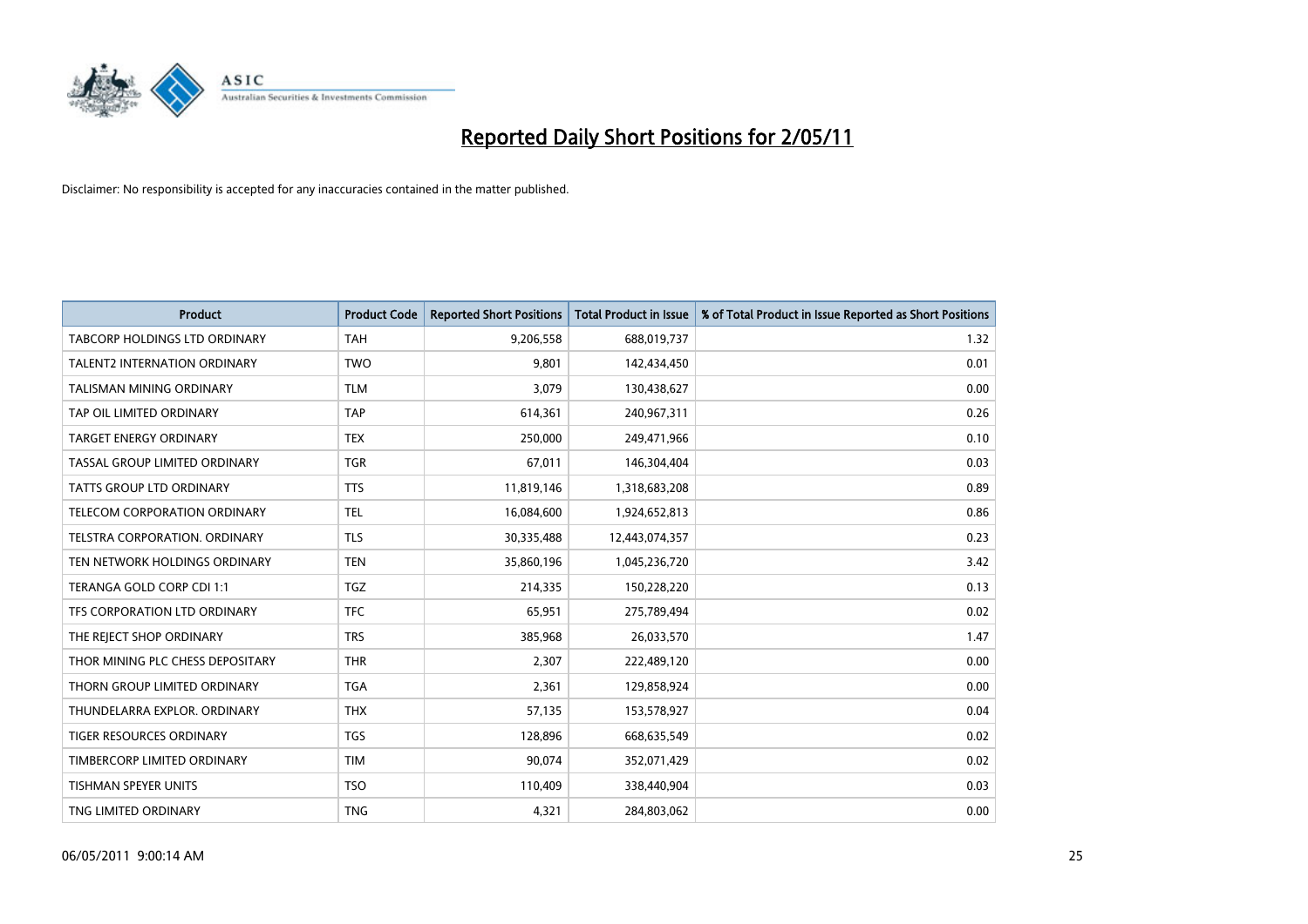# Reported Daily Short Positions for 2/05/11

Disclaimer: No responsibility is accepted for any inaccuracies contained in the matter published.

| Product | Product Code | Reported Short Positions | Total Product in Issue | % of Total Product in Issue Reported as Short Positions |
|---|---|---|---|---|
| TABCORP HOLDINGS LTD ORDINARY | TAH | 9,206,558 | 688,019,737 | 1.32 |
| TALENT2 INTERNATION ORDINARY | TWO | 9,801 | 142,434,450 | 0.01 |
| TALISMAN MINING ORDINARY | TLM | 3,079 | 130,438,627 | 0.00 |
| TAP OIL LIMITED ORDINARY | TAP | 614,361 | 240,967,311 | 0.26 |
| TARGET ENERGY ORDINARY | TEX | 250,000 | 249,471,966 | 0.10 |
| TASSAL GROUP LIMITED ORDINARY | TGR | 67,011 | 146,304,404 | 0.03 |
| TATTS GROUP LTD ORDINARY | TTS | 11,819,146 | 1,318,683,208 | 0.89 |
| TELECOM CORPORATION ORDINARY | TEL | 16,084,600 | 1,924,652,813 | 0.86 |
| TELSTRA CORPORATION. ORDINARY | TLS | 30,335,488 | 12,443,074,357 | 0.23 |
| TEN NETWORK HOLDINGS ORDINARY | TEN | 35,860,196 | 1,045,236,720 | 3.42 |
| TERANGA GOLD CORP CDI 1:1 | TGZ | 214,335 | 150,228,220 | 0.13 |
| TFS CORPORATION LTD ORDINARY | TFC | 65,951 | 275,789,494 | 0.02 |
| THE REJECT SHOP ORDINARY | TRS | 385,968 | 26,033,570 | 1.47 |
| THOR MINING PLC CHESS DEPOSITARY | THR | 2,307 | 222,489,120 | 0.00 |
| THORN GROUP LIMITED ORDINARY | TGA | 2,361 | 129,858,924 | 0.00 |
| THUNDELARRA EXPLOR. ORDINARY | THX | 57,135 | 153,578,927 | 0.04 |
| TIGER RESOURCES ORDINARY | TGS | 128,896 | 668,635,549 | 0.02 |
| TIMBERCORP LIMITED ORDINARY | TIM | 90,074 | 352,071,429 | 0.02 |
| TISHMAN SPEYER UNITS | TSO | 110,409 | 338,440,904 | 0.03 |
| TNG LIMITED ORDINARY | TNG | 4,321 | 284,803,062 | 0.00 |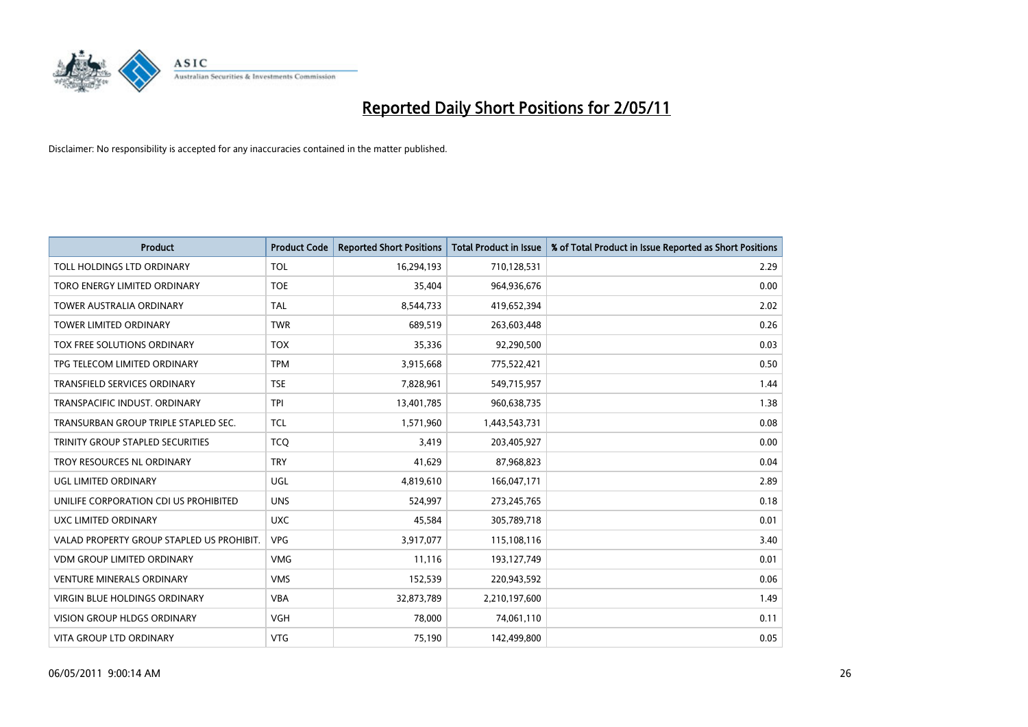# Reported Daily Short Positions for 2/05/11

Disclaimer: No responsibility is accepted for any inaccuracies contained in the matter published.

| Product | Product Code | Reported Short Positions | Total Product in Issue | % of Total Product in Issue Reported as Short Positions |
|---|---|---|---|---|
| TOLL HOLDINGS LTD ORDINARY | TOL | 16,294,193 | 710,128,531 | 2.29 |
| TORO ENERGY LIMITED ORDINARY | TOE | 35,404 | 964,936,676 | 0.00 |
| TOWER AUSTRALIA ORDINARY | TAL | 8,544,733 | 419,652,394 | 2.02 |
| TOWER LIMITED ORDINARY | TWR | 689,519 | 263,603,448 | 0.26 |
| TOX FREE SOLUTIONS ORDINARY | TOX | 35,336 | 92,290,500 | 0.03 |
| TPG TELECOM LIMITED ORDINARY | TPM | 3,915,668 | 775,522,421 | 0.50 |
| TRANSFIELD SERVICES ORDINARY | TSE | 7,828,961 | 549,715,957 | 1.44 |
| TRANSPACIFIC INDUST. ORDINARY | TPI | 13,401,785 | 960,638,735 | 1.38 |
| TRANSURBAN GROUP TRIPLE STAPLED SEC. | TCL | 1,571,960 | 1,443,543,731 | 0.08 |
| TRINITY GROUP STAPLED SECURITIES | TCQ | 3,419 | 203,405,927 | 0.00 |
| TROY RESOURCES NL ORDINARY | TRY | 41,629 | 87,968,823 | 0.04 |
| UGL LIMITED ORDINARY | UGL | 4,819,610 | 166,047,171 | 2.89 |
| UNILIFE CORPORATION CDI US PROHIBITED | UNS | 524,997 | 273,245,765 | 0.18 |
| UXC LIMITED ORDINARY | UXC | 45,584 | 305,789,718 | 0.01 |
| VALAD PROPERTY GROUP STAPLED US PROHIBIT. | VPG | 3,917,077 | 115,108,116 | 3.40 |
| VDM GROUP LIMITED ORDINARY | VMG | 11,116 | 193,127,749 | 0.01 |
| VENTURE MINERALS ORDINARY | VMS | 152,539 | 220,943,592 | 0.06 |
| VIRGIN BLUE HOLDINGS ORDINARY | VBA | 32,873,789 | 2,210,197,600 | 1.49 |
| VISION GROUP HLDGS ORDINARY | VGH | 78,000 | 74,061,110 | 0.11 |
| VITA GROUP LTD ORDINARY | VTG | 75,190 | 142,499,800 | 0.05 |

06/05/2011 9:00:14 AM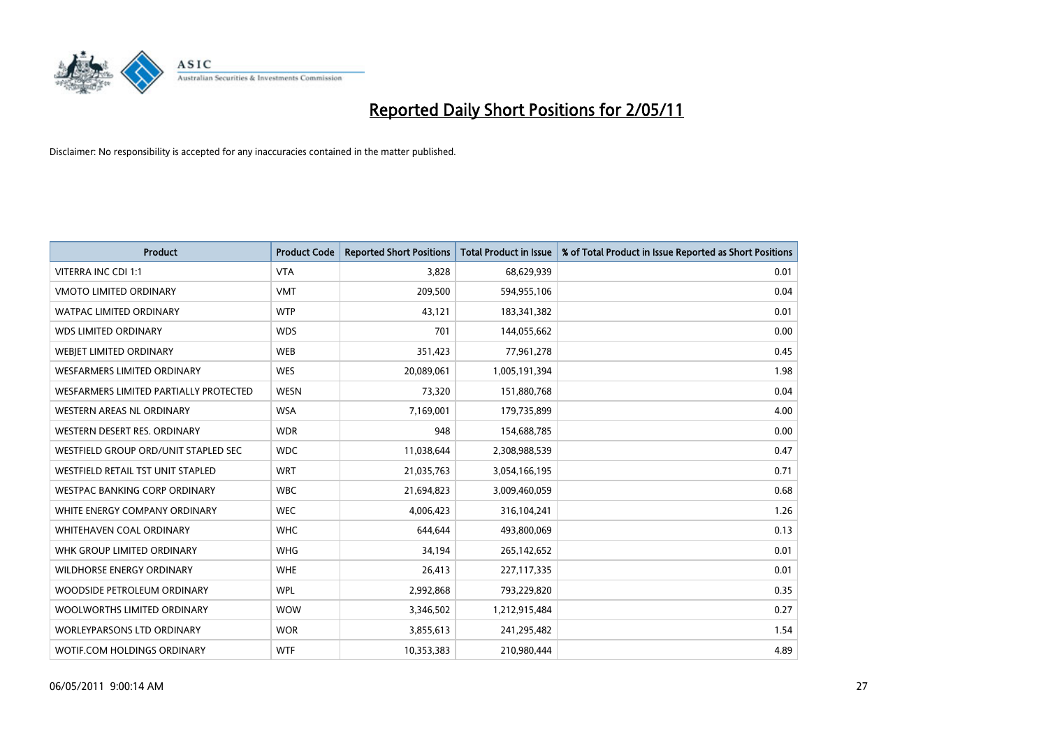# Reported Daily Short Positions for 2/05/11

Disclaimer: No responsibility is accepted for any inaccuracies contained in the matter published.

| Product | Product Code | Reported Short Positions | Total Product in Issue | % of Total Product in Issue Reported as Short Positions |
|---|---|---|---|---|
| VITERRA INC CDI 1:1 | VTA | 3,828 | 68,629,939 | 0.01 |
| VMOTO LIMITED ORDINARY | VMT | 209,500 | 594,955,106 | 0.04 |
| WATPAC LIMITED ORDINARY | WTP | 43,121 | 183,341,382 | 0.01 |
| WDS LIMITED ORDINARY | WDS | 701 | 144,055,662 | 0.00 |
| WEBJET LIMITED ORDINARY | WEB | 351,423 | 77,961,278 | 0.45 |
| WESFARMERS LIMITED ORDINARY | WES | 20,089,061 | 1,005,191,394 | 1.98 |
| WESFARMERS LIMITED PARTIALLY PROTECTED | WESN | 73,320 | 151,880,768 | 0.04 |
| WESTERN AREAS NL ORDINARY | WSA | 7,169,001 | 179,735,899 | 4.00 |
| WESTERN DESERT RES. ORDINARY | WDR | 948 | 154,688,785 | 0.00 |
| WESTFIELD GROUP ORD/UNIT STAPLED SEC | WDC | 11,038,644 | 2,308,988,539 | 0.47 |
| WESTFIELD RETAIL TST UNIT STAPLED | WRT | 21,035,763 | 3,054,166,195 | 0.71 |
| WESTPAC BANKING CORP ORDINARY | WBC | 21,694,823 | 3,009,460,059 | 0.68 |
| WHITE ENERGY COMPANY ORDINARY | WEC | 4,006,423 | 316,104,241 | 1.26 |
| WHITEHAVEN COAL ORDINARY | WHC | 644,644 | 493,800,069 | 0.13 |
| WHK GROUP LIMITED ORDINARY | WHG | 34,194 | 265,142,652 | 0.01 |
| WILDHORSE ENERGY ORDINARY | WHE | 26,413 | 227,117,335 | 0.01 |
| WOODSIDE PETROLEUM ORDINARY | WPL | 2,992,868 | 793,229,820 | 0.35 |
| WOOLWORTHS LIMITED ORDINARY | WOW | 3,346,502 | 1,212,915,484 | 0.27 |
| WORLEYPARSONS LTD ORDINARY | WOR | 3,855,613 | 241,295,482 | 1.54 |
| WOTIF.COM HOLDINGS ORDINARY | WTF | 10,353,383 | 210,980,444 | 4.89 |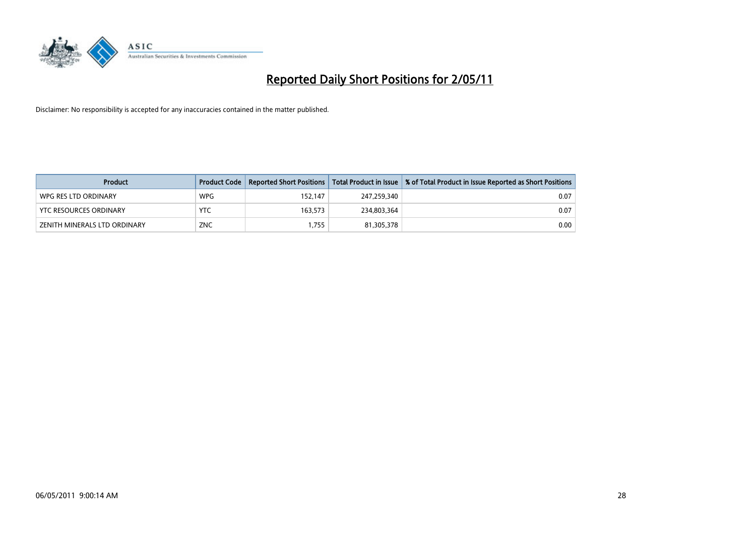# Reported Daily Short Positions for 2/05/11

Disclaimer: No responsibility is accepted for any inaccuracies contained in the matter published.

| Product | Product Code | Reported Short Positions | Total Product in Issue | % of Total Product in Issue Reported as Short Positions |
|---|---|---|---|---|
| WPG RES LTD ORDINARY | WPG | 152,147 | 247,259,340 | 0.07 |
| YTC RESOURCES ORDINARY | YTC | 163,573 | 234,803,364 | 0.07 |
| ZENITH MINERALS LTD ORDINARY | ZNC | 1,755 | 81,305,378 | 0.00 |

06/05/2011 9:00:14 AM